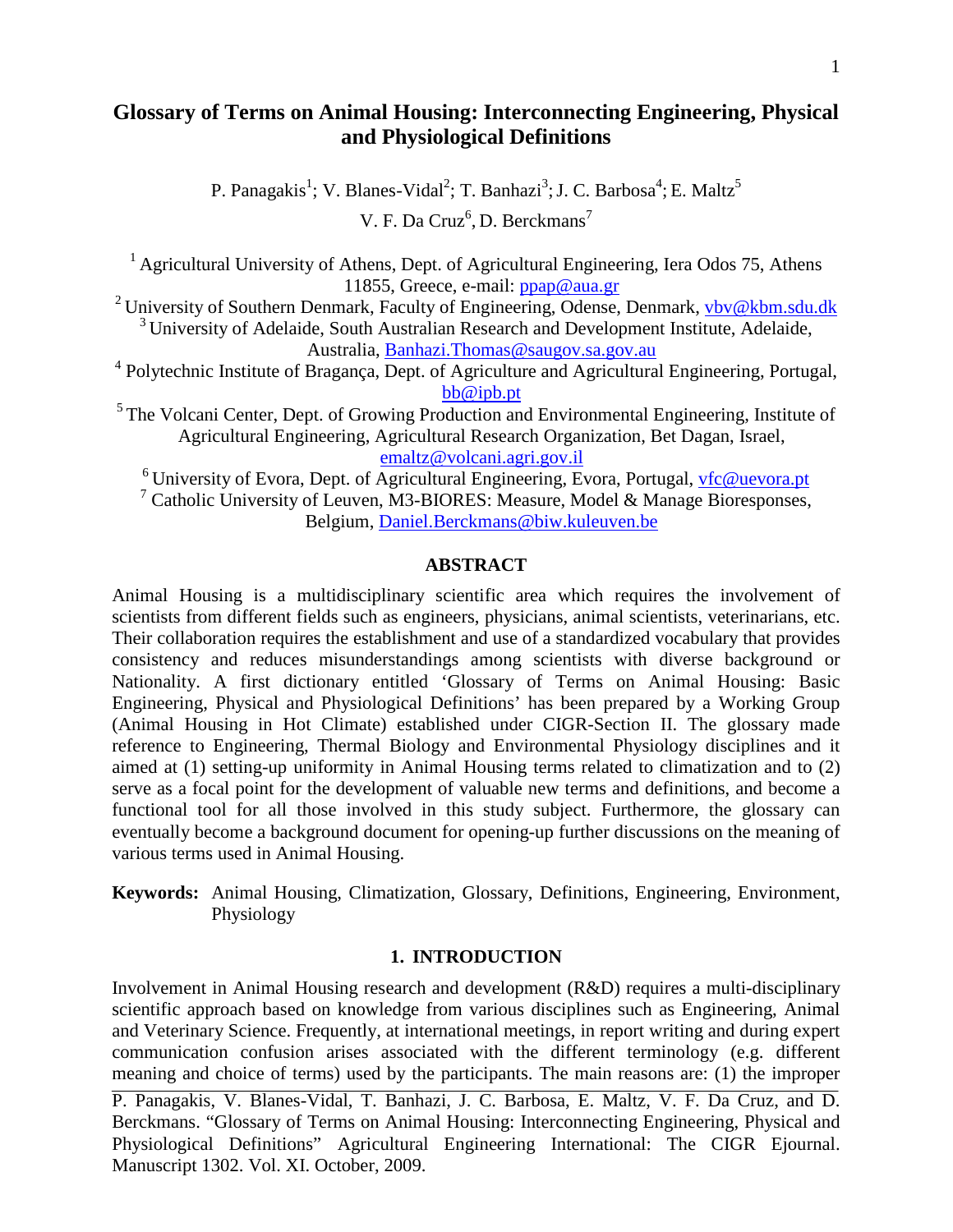# Glossary of Terms on Animal Housing: Interconnecting Engineering, Physical and Physiological Definitions

P. Panagakis[1]; V. Blanes-Vidal[2]; T. Banhazi[3]; J. C. Barbosa[4]; E. Maltz[5]

V. F. Da Cruz[6], D. Berckmans[7]

[1] Agricultural University of Athens, Dept. of Agricultural Engineering, Iera Odos 75, Athens 11855, Greece, e-mail: ppap@aua.gr

[2] University of Southern Denmark, Faculty of Engineering, Odense, Denmark, vbv@kbm.sdu.dk

[3] University of Adelaide, South Australian Research and Development Institute, Adelaide, Australia, Banhazi.Thomas@saugov.sa.gov.au

[4] Polytechnic Institute of Bragança, Dept. of Agriculture and Agricultural Engineering, Portugal, bb@ipb.pt

[5] The Volcani Center, Dept. of Growing Production and Environmental Engineering, Institute of Agricultural Engineering, Agricultural Research Organization, Bet Dagan, Israel, emaltz@volcani.agri.gov.il

[6] University of Evora, Dept. of Agricultural Engineering, Evora, Portugal, vfc@uevora.pt

[7] Catholic University of Leuven, M3-BIORES: Measure, Model & Manage Bioresponses, Belgium, Daniel.Berckmans@biw.kuleuven.be

## ABSTRACT

Animal Housing is a multidisciplinary scientific area which requires the involvement of scientists from different fields such as engineers, physicians, animal scientists, veterinarians, etc. Their collaboration requires the establishment and use of a standardized vocabulary that provides consistency and reduces misunderstandings among scientists with diverse background or Nationality. A first dictionary entitled 'Glossary of Terms on Animal Housing: Basic Engineering, Physical and Physiological Definitions' has been prepared by a Working Group (Animal Housing in Hot Climate) established under CIGR-Section II. The glossary made reference to Engineering, Thermal Biology and Environmental Physiology disciplines and it aimed at (1) setting-up uniformity in Animal Housing terms related to climatization and to (2) serve as a focal point for the development of valuable new terms and definitions, and become a functional tool for all those involved in this study subject. Furthermore, the glossary can eventually become a background document for opening-up further discussions on the meaning of various terms used in Animal Housing.

**Keywords:** Animal Housing, Climatization, Glossary, Definitions, Engineering, Environment, Physiology

## 1. INTRODUCTION

Involvement in Animal Housing research and development (R&D) requires a multi-disciplinary scientific approach based on knowledge from various disciplines such as Engineering, Animal and Veterinary Science. Frequently, at international meetings, in report writing and during expert communication confusion arises associated with the different terminology (e.g. different meaning and choice of terms) used by the participants. The main reasons are: (1) the improper

---

P. Panagakis, V. Blanes-Vidal, T. Banhazi, J. C. Barbosa, E. Maltz, V. F. Da Cruz, and D. Berckmans. "Glossary of Terms on Animal Housing: Interconnecting Engineering, Physical and Physiological Definitions" Agricultural Engineering International: The CIGR Ejournal. Manuscript 1302. Vol. XI. October, 2009.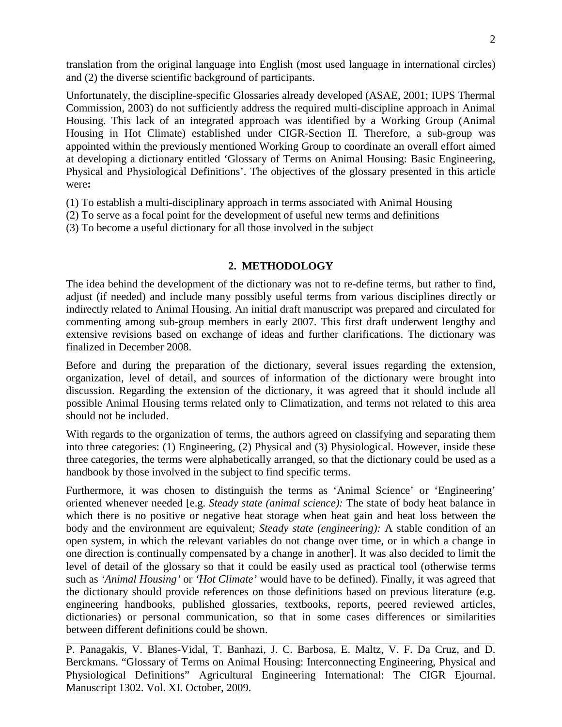translation from the original language into English (most used language in international circles) and (2) the diverse scientific background of participants.

Unfortunately, the discipline-specific Glossaries already developed (ASAE, 2001; IUPS Thermal Commission, 2003) do not sufficiently address the required multi-discipline approach in Animal Housing. This lack of an integrated approach was identified by a Working Group (Animal Housing in Hot Climate) established under CIGR-Section II. Therefore, a sub-group was appointed within the previously mentioned Working Group to coordinate an overall effort aimed at developing a dictionary entitled 'Glossary of Terms on Animal Housing: Basic Engineering, Physical and Physiological Definitions'. The objectives of the glossary presented in this article were**:**

(1) To establish a multi-disciplinary approach in terms associated with Animal Housing
(2) To serve as a focal point for the development of useful new terms and definitions
(3) To become a useful dictionary for all those involved in the subject

## 2. METHODOLOGY

The idea behind the development of the dictionary was not to re-define terms, but rather to find, adjust (if needed) and include many possibly useful terms from various disciplines directly or indirectly related to Animal Housing. An initial draft manuscript was prepared and circulated for commenting among sub-group members in early 2007. This first draft underwent lengthy and extensive revisions based on exchange of ideas and further clarifications. The dictionary was finalized in December 2008.

Before and during the preparation of the dictionary, several issues regarding the extension, organization, level of detail, and sources of information of the dictionary were brought into discussion. Regarding the extension of the dictionary, it was agreed that it should include all possible Animal Housing terms related only to Climatization, and terms not related to this area should not be included.

With regards to the organization of terms, the authors agreed on classifying and separating them into three categories: (1) Engineering, (2) Physical and (3) Physiological. However, inside these three categories, the terms were alphabetically arranged, so that the dictionary could be used as a handbook by those involved in the subject to find specific terms.

Furthermore, it was chosen to distinguish the terms as 'Animal Science' or 'Engineering' oriented whenever needed [e.g. *Steady state (animal science):* The state of body heat balance in which there is no positive or negative heat storage when heat gain and heat loss between the body and the environment are equivalent; *Steady state (engineering):* A stable condition of an open system, in which the relevant variables do not change over time, or in which a change in one direction is continually compensated by a change in another]. It was also decided to limit the level of detail of the glossary so that it could be easily used as practical tool (otherwise terms such as *'Animal Housing'* or *'Hot Climate'* would have to be defined). Finally, it was agreed that the dictionary should provide references on those definitions based on previous literature (e.g. engineering handbooks, published glossaries, textbooks, reports, peered reviewed articles, dictionaries) or personal communication, so that in some cases differences or similarities between different definitions could be shown.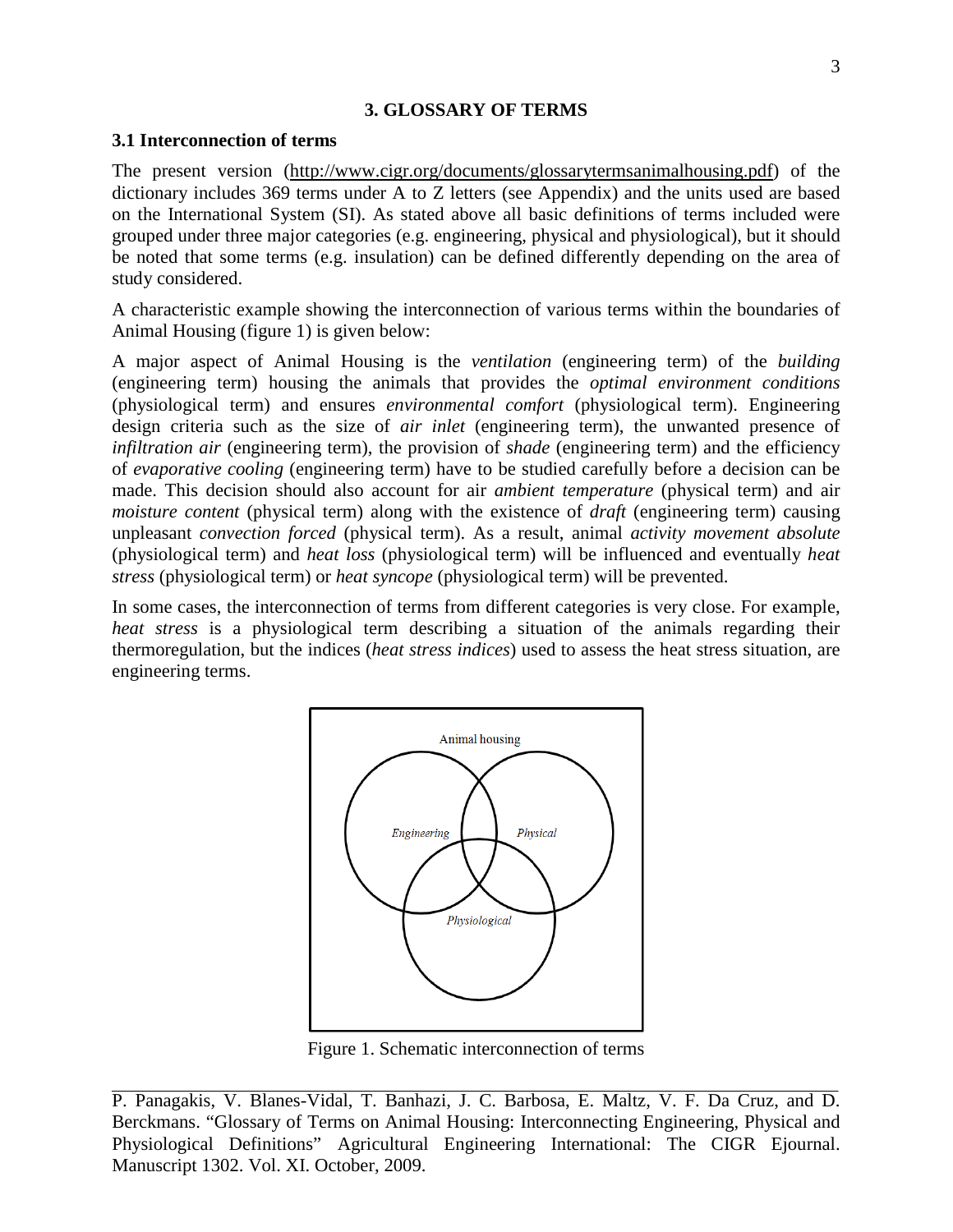## 3. GLOSSARY OF TERMS

### 3.1 Interconnection of terms

The present version (http://www.cigr.org/documents/glossarytermsanimalhousing.pdf) of the dictionary includes 369 terms under A to Z letters (see Appendix) and the units used are based on the International System (SI). As stated above all basic definitions of terms included were grouped under three major categories (e.g. engineering, physical and physiological), but it should be noted that some terms (e.g. insulation) can be defined differently depending on the area of study considered.

A characteristic example showing the interconnection of various terms within the boundaries of Animal Housing (figure 1) is given below:

A major aspect of Animal Housing is the *ventilation* (engineering term) of the *building* (engineering term) housing the animals that provides the *optimal environment conditions* (physiological term) and ensures *environmental comfort* (physiological term). Engineering design criteria such as the size of *air inlet* (engineering term), the unwanted presence of *infiltration air* (engineering term), the provision of *shade* (engineering term) and the efficiency of *evaporative cooling* (engineering term) have to be studied carefully before a decision can be made. This decision should also account for air *ambient temperature* (physical term) and air *moisture content* (physical term) along with the existence of *draft* (engineering term) causing unpleasant *convection forced* (physical term). As a result, animal *activity movement absolute* (physiological term) and *heat loss* (physiological term) will be influenced and eventually *heat stress* (physiological term) or *heat syncope* (physiological term) will be prevented.

In some cases, the interconnection of terms from different categories is very close. For example, *heat stress* is a physiological term describing a situation of the animals regarding their thermoregulation, but the indices (*heat stress indices*) used to assess the heat stress situation, are engineering terms.

Figure 1. Schematic interconnection of terms

P. Panagakis, V. Blanes-Vidal, T. Banhazi, J. C. Barbosa, E. Maltz, V. F. Da Cruz, and D. Berckmans. "Glossary of Terms on Animal Housing: Interconnecting Engineering, Physical and Physiological Definitions" Agricultural Engineering International: The CIGR Ejournal. Manuscript 1302. Vol. XI. October, 2009.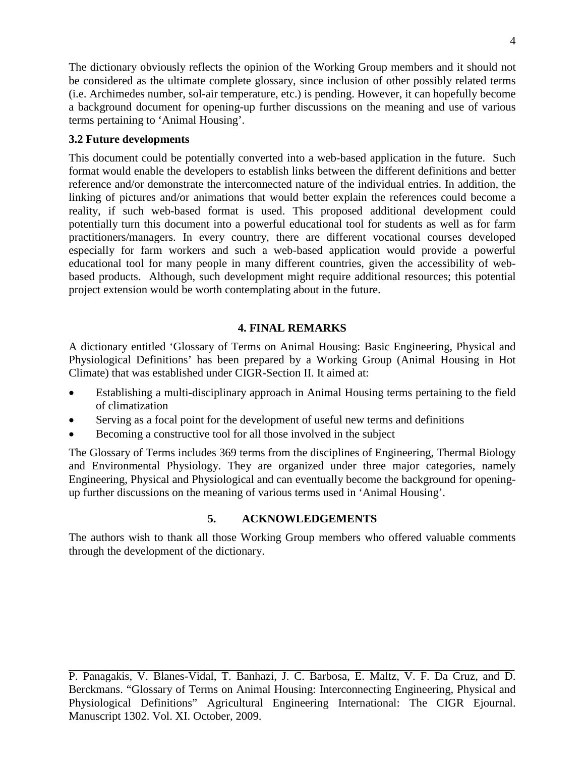The dictionary obviously reflects the opinion of the Working Group members and it should not be considered as the ultimate complete glossary, since inclusion of other possibly related terms (i.e. Archimedes number, sol-air temperature, etc.) is pending. However, it can hopefully become a background document for opening-up further discussions on the meaning and use of various terms pertaining to 'Animal Housing'.

### 3.2 Future developments

This document could be potentially converted into a web-based application in the future. Such format would enable the developers to establish links between the different definitions and better reference and/or demonstrate the interconnected nature of the individual entries. In addition, the linking of pictures and/or animations that would better explain the references could become a reality, if such web-based format is used. This proposed additional development could potentially turn this document into a powerful educational tool for students as well as for farm practitioners/managers. In every country, there are different vocational courses developed especially for farm workers and such a web-based application would provide a powerful educational tool for many people in many different countries, given the accessibility of web-based products. Although, such development might require additional resources; this potential project extension would be worth contemplating about in the future.

## 4. FINAL REMARKS

A dictionary entitled 'Glossary of Terms on Animal Housing: Basic Engineering, Physical and Physiological Definitions' has been prepared by a Working Group (Animal Housing in Hot Climate) that was established under CIGR-Section II. It aimed at:

- Establishing a multi-disciplinary approach in Animal Housing terms pertaining to the field of climatization
- Serving as a focal point for the development of useful new terms and definitions
- Becoming a constructive tool for all those involved in the subject

The Glossary of Terms includes 369 terms from the disciplines of Engineering, Thermal Biology and Environmental Physiology. They are organized under three major categories, namely Engineering, Physical and Physiological and can eventually become the background for opening-up further discussions on the meaning of various terms used in 'Animal Housing'.

## 5. ACKNOWLEDGEMENTS

The authors wish to thank all those Working Group members who offered valuable comments through the development of the dictionary.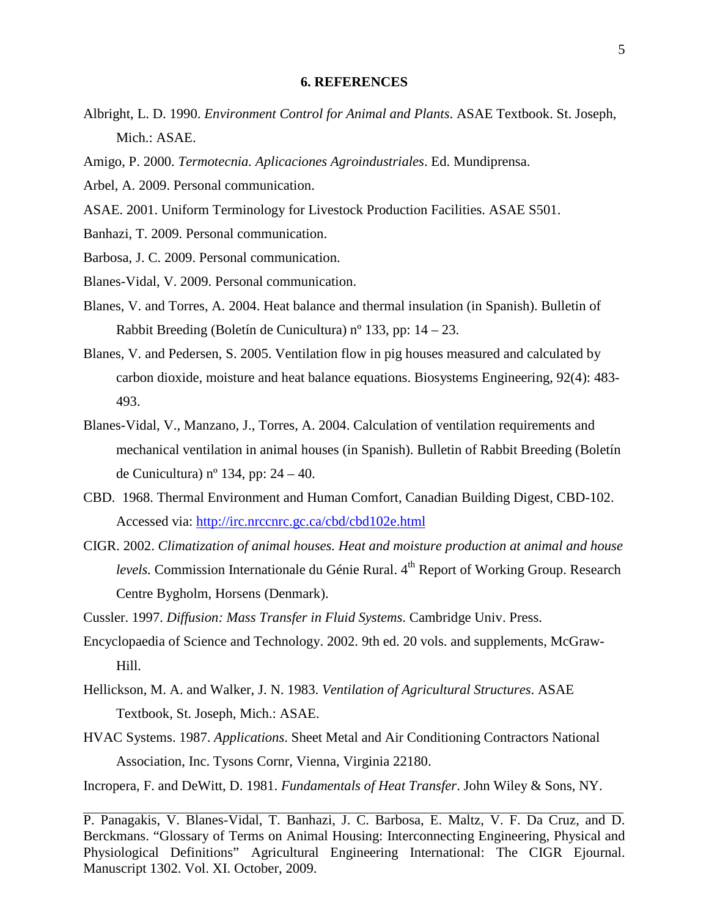## 6. REFERENCES

Albright, L. D. 1990. *Environment Control for Animal and Plants*. ASAE Textbook. St. Joseph, Mich.: ASAE.

Amigo, P. 2000. *Termotecnia. Aplicaciones Agroindustriales*. Ed. Mundiprensa.

Arbel, A. 2009. Personal communication.

ASAE. 2001. Uniform Terminology for Livestock Production Facilities. ASAE S501.

Banhazi, T. 2009. Personal communication.

Barbosa, J. C. 2009. Personal communication.

Blanes-Vidal, V. 2009. Personal communication.

Blanes, V. and Torres, A. 2004. Heat balance and thermal insulation (in Spanish). Bulletin of Rabbit Breeding (Boletín de Cunicultura) nº 133, pp: 14 – 23.

Blanes, V. and Pedersen, S. 2005. Ventilation flow in pig houses measured and calculated by carbon dioxide, moisture and heat balance equations. Biosystems Engineering, 92(4): 483-493.

Blanes-Vidal, V., Manzano, J., Torres, A. 2004. Calculation of ventilation requirements and mechanical ventilation in animal houses (in Spanish). Bulletin of Rabbit Breeding (Boletín de Cunicultura) nº 134, pp: 24 – 40.

CBD. 1968. Thermal Environment and Human Comfort, Canadian Building Digest, CBD-102. Accessed via: http://irc.nrccnrc.gc.ca/cbd/cbd102e.html

CIGR. 2002. *Climatization of animal houses. Heat and moisture production at animal and house levels.* Commission Internationale du Génie Rural. 4th Report of Working Group. Research Centre Bygholm, Horsens (Denmark).

Cussler. 1997. *Diffusion: Mass Transfer in Fluid Systems*. Cambridge Univ. Press.

Encyclopaedia of Science and Technology. 2002. 9th ed. 20 vols. and supplements, McGraw-Hill.

Hellickson, M. A. and Walker, J. N. 1983. *Ventilation of Agricultural Structures*. ASAE Textbook, St. Joseph, Mich.: ASAE.

HVAC Systems. 1987. *Applications*. Sheet Metal and Air Conditioning Contractors National Association, Inc. Tysons Cornr, Vienna, Virginia 22180.

Incropera, F. and DeWitt, D. 1981. *Fundamentals of Heat Transfer*. John Wiley & Sons, NY.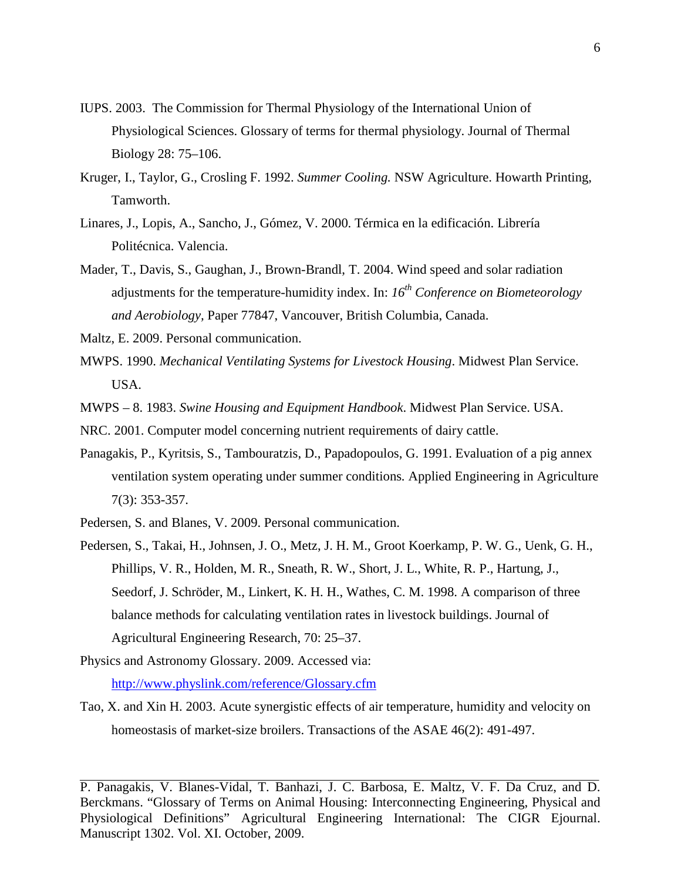IUPS. 2003. The Commission for Thermal Physiology of the International Union of Physiological Sciences. Glossary of terms for thermal physiology. Journal of Thermal Biology 28: 75–106.

Kruger, I., Taylor, G., Crosling F. 1992. *Summer Cooling.* NSW Agriculture. Howarth Printing, Tamworth.

Linares, J., Lopis, A., Sancho, J., Gómez, V. 2000. Térmica en la edificación. Librería Politécnica. Valencia.

Mader, T., Davis, S., Gaughan, J., Brown-Brandl, T. 2004. Wind speed and solar radiation adjustments for the temperature-humidity index. In: *16th Conference on Biometeorology and Aerobiology*, Paper 77847, Vancouver, British Columbia, Canada.

Maltz, E. 2009. Personal communication.

MWPS. 1990. *Mechanical Ventilating Systems for Livestock Housing*. Midwest Plan Service. USA.

MWPS – 8. 1983. *Swine Housing and Equipment Handbook*. Midwest Plan Service. USA.

NRC. 2001. Computer model concerning nutrient requirements of dairy cattle.

Panagakis, P., Kyritsis, S., Tambouratzis, D., Papadopoulos, G. 1991. Evaluation of a pig annex ventilation system operating under summer conditions. Applied Engineering in Agriculture 7(3): 353-357.

Pedersen, S. and Blanes, V. 2009. Personal communication.

Pedersen, S., Takai, H., Johnsen, J. O., Metz, J. H. M., Groot Koerkamp, P. W. G., Uenk, G. H., Phillips, V. R., Holden, M. R., Sneath, R. W., Short, J. L., White, R. P., Hartung, J., Seedorf, J. Schröder, M., Linkert, K. H. H., Wathes, C. M. 1998. A comparison of three balance methods for calculating ventilation rates in livestock buildings. Journal of Agricultural Engineering Research, 70: 25–37.

Physics and Astronomy Glossary. 2009. Accessed via: http://www.physlink.com/reference/Glossary.cfm

Tao, X. and Xin H. 2003. Acute synergistic effects of air temperature, humidity and velocity on homeostasis of market-size broilers. Transactions of the ASAE 46(2): 491-497.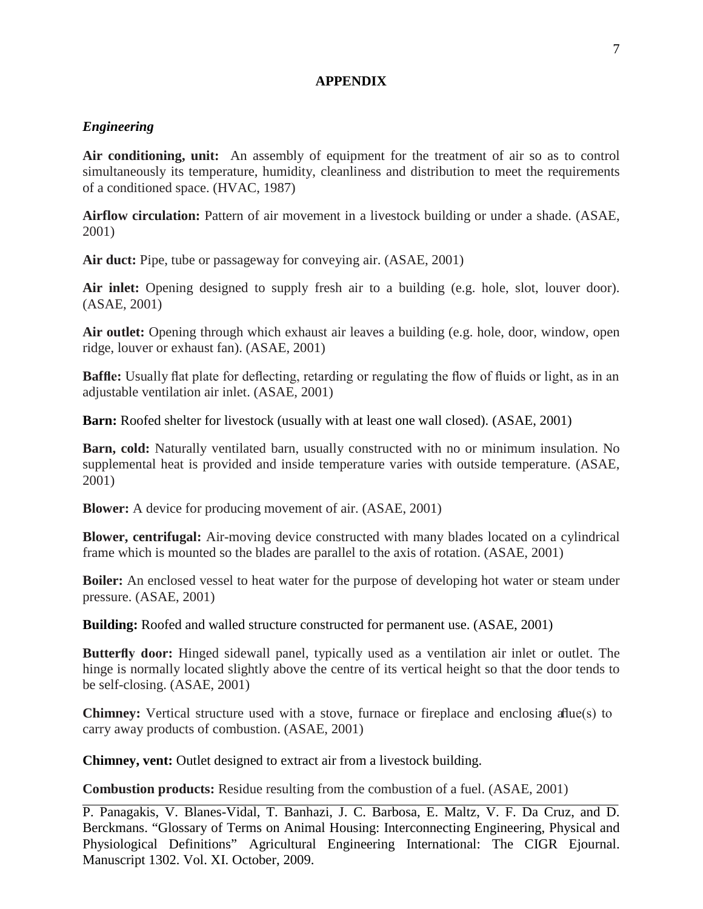## APPENDIX

### *Engineering*

**Air conditioning, unit:** An assembly of equipment for the treatment of air so as to control simultaneously its temperature, humidity, cleanliness and distribution to meet the requirements of a conditioned space. (HVAC, 1987)

**Airflow circulation:** Pattern of air movement in a livestock building or under a shade. (ASAE, 2001)

**Air duct:** Pipe, tube or passageway for conveying air. (ASAE, 2001)

**Air inlet:** Opening designed to supply fresh air to a building (e.g. hole, slot, louver door). (ASAE, 2001)

**Air outlet:** Opening through which exhaust air leaves a building (e.g. hole, door, window, open ridge, louver or exhaust fan). (ASAE, 2001)

**Baffle:** Usually flat plate for deflecting, retarding or regulating the flow of fluids or light, as in an adjustable ventilation air inlet. (ASAE, 2001)

**Barn:** Roofed shelter for livestock (usually with at least one wall closed). (ASAE, 2001)

**Barn, cold:** Naturally ventilated barn, usually constructed with no or minimum insulation. No supplemental heat is provided and inside temperature varies with outside temperature. (ASAE, 2001)

**Blower:** A device for producing movement of air. (ASAE, 2001)

**Blower, centrifugal:** Air-moving device constructed with many blades located on a cylindrical frame which is mounted so the blades are parallel to the axis of rotation. (ASAE, 2001)

**Boiler:** An enclosed vessel to heat water for the purpose of developing hot water or steam under pressure. (ASAE, 2001)

**Building:** Roofed and walled structure constructed for permanent use. (ASAE, 2001)

**Butterfly door:** Hinged sidewall panel, typically used as a ventilation air inlet or outlet. The hinge is normally located slightly above the centre of its vertical height so that the door tends to be self-closing. (ASAE, 2001)

**Chimney:** Vertical structure used with a stove, furnace or fireplace and enclosing a flue(s) to carry away products of combustion. (ASAE, 2001)

**Chimney, vent:** Outlet designed to extract air from a livestock building.

**Combustion products:** Residue resulting from the combustion of a fuel. (ASAE, 2001)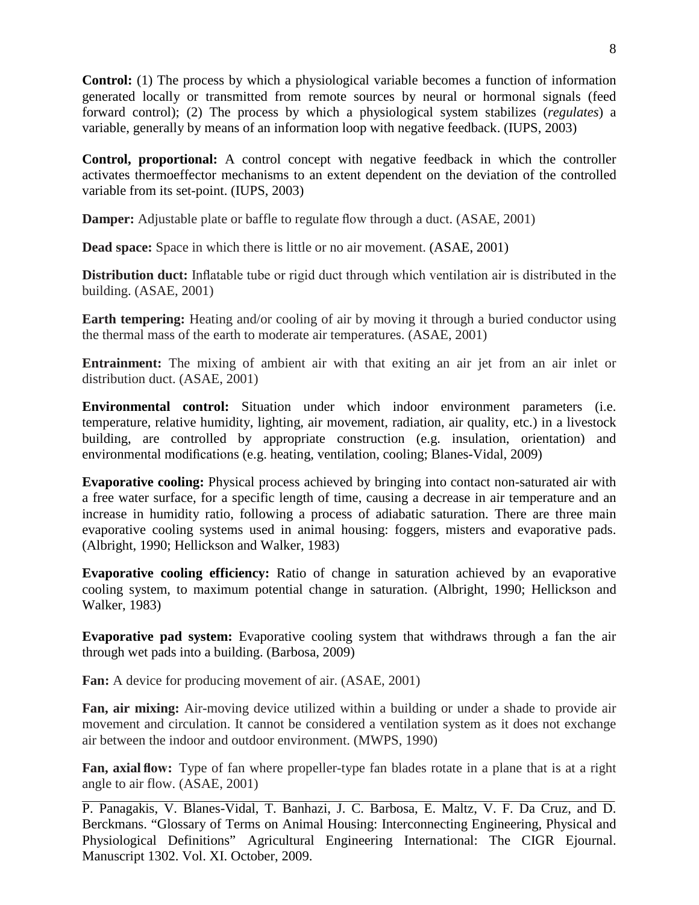**Control:** (1) The process by which a physiological variable becomes a function of information generated locally or transmitted from remote sources by neural or hormonal signals (feed forward control); (2) The process by which a physiological system stabilizes (*regulates*) a variable, generally by means of an information loop with negative feedback. (IUPS, 2003)

**Control, proportional:** A control concept with negative feedback in which the controller activates thermoeffector mechanisms to an extent dependent on the deviation of the controlled variable from its set-point. (IUPS, 2003)

**Damper:** Adjustable plate or baffle to regulate flow through a duct. (ASAE, 2001)

**Dead space:** Space in which there is little or no air movement. (ASAE, 2001)

**Distribution duct:** Inflatable tube or rigid duct through which ventilation air is distributed in the building. (ASAE, 2001)

**Earth tempering:** Heating and/or cooling of air by moving it through a buried conductor using the thermal mass of the earth to moderate air temperatures. (ASAE, 2001)

**Entrainment:** The mixing of ambient air with that exiting an air jet from an air inlet or distribution duct. (ASAE, 2001)

**Environmental control:** Situation under which indoor environment parameters (i.e. temperature, relative humidity, lighting, air movement, radiation, air quality, etc.) in a livestock building, are controlled by appropriate construction (e.g. insulation, orientation) and environmental modifications (e.g. heating, ventilation, cooling; Blanes-Vidal, 2009)

**Evaporative cooling:** Physical process achieved by bringing into contact non-saturated air with a free water surface, for a specific length of time, causing a decrease in air temperature and an increase in humidity ratio, following a process of adiabatic saturation. There are three main evaporative cooling systems used in animal housing: foggers, misters and evaporative pads. (Albright, 1990; Hellickson and Walker, 1983)

**Evaporative cooling efficiency:** Ratio of change in saturation achieved by an evaporative cooling system, to maximum potential change in saturation. (Albright, 1990; Hellickson and Walker, 1983)

**Evaporative pad system:** Evaporative cooling system that withdraws through a fan the air through wet pads into a building. (Barbosa, 2009)

**Fan:** A device for producing movement of air. (ASAE, 2001)

**Fan, air mixing:** Air-moving device utilized within a building or under a shade to provide air movement and circulation. It cannot be considered a ventilation system as it does not exchange air between the indoor and outdoor environment. (MWPS, 1990)

**Fan, axial flow:** Type of fan where propeller-type fan blades rotate in a plane that is at a right angle to air flow. (ASAE, 2001)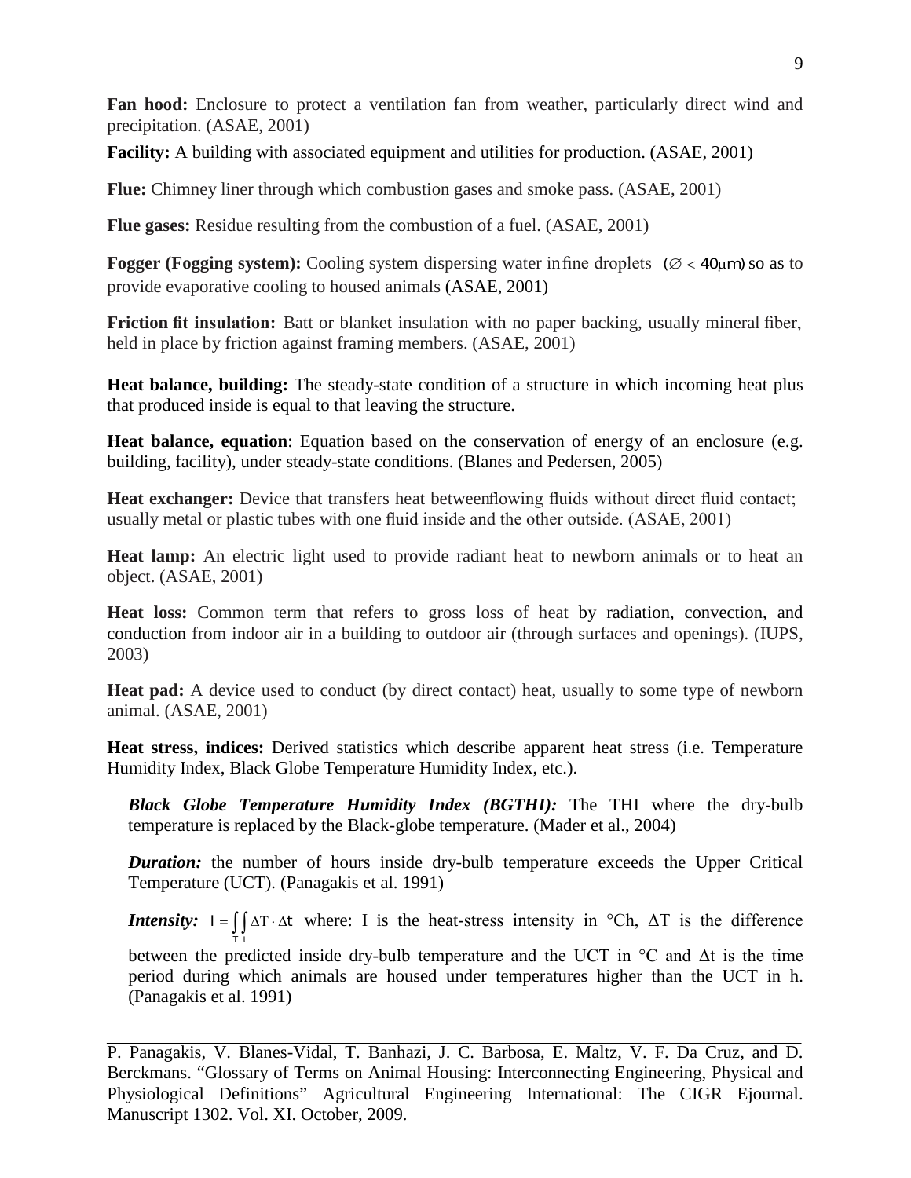**Fan hood:** Enclosure to protect a ventilation fan from weather, particularly direct wind and precipitation. (ASAE, 2001)

**Facility:** A building with associated equipment and utilities for production. (ASAE, 2001)

**Flue:** Chimney liner through which combustion gases and smoke pass. (ASAE, 2001)

**Flue gases:** Residue resulting from the combustion of a fuel. (ASAE, 2001)

**Fogger (Fogging system):** Cooling system dispersing water in fine droplets $(\varnothing < 40\mu m)$ so as to provide evaporative cooling to housed animals (ASAE, 2001)

**Friction fit insulation:** Batt or blanket insulation with no paper backing, usually mineral fiber, held in place by friction against framing members. (ASAE, 2001)

**Heat balance, building:** The steady-state condition of a structure in which incoming heat plus that produced inside is equal to that leaving the structure.

**Heat balance, equation**: Equation based on the conservation of energy of an enclosure (e.g. building, facility), under steady-state conditions. (Blanes and Pedersen, 2005)

**Heat exchanger:** Device that transfers heat between flowing fluids without direct fluid contact; usually metal or plastic tubes with one fluid inside and the other outside. (ASAE, 2001)

**Heat lamp:** An electric light used to provide radiant heat to newborn animals or to heat an object. (ASAE, 2001)

**Heat loss:** Common term that refers to gross loss of heat by radiation, convection, and conduction from indoor air in a building to outdoor air (through surfaces and openings). (IUPS, 2003)

**Heat pad:** A device used to conduct (by direct contact) heat, usually to some type of newborn animal. (ASAE, 2001)

**Heat stress, indices:** Derived statistics which describe apparent heat stress (i.e. Temperature Humidity Index, Black Globe Temperature Humidity Index, etc.).

***Black Globe Temperature Humidity Index (BGTHI):*** The THI where the dry-bulb temperature is replaced by the Black-globe temperature. (Mader et al., 2004)

***Duration:*** the number of hours inside dry-bulb temperature exceeds the Upper Critical Temperature (UCT). (Panagakis et al. 1991)

***Intensity:*** $I = \int_T \int_t \Delta T \cdot \Delta t$ where: I is the heat-stress intensity in °Ch, $\Delta T$ is the difference between the predicted inside dry-bulb temperature and the UCT in °C and $\Delta t$ is the time period during which animals are housed under temperatures higher than the UCT in h. (Panagakis et al. 1991)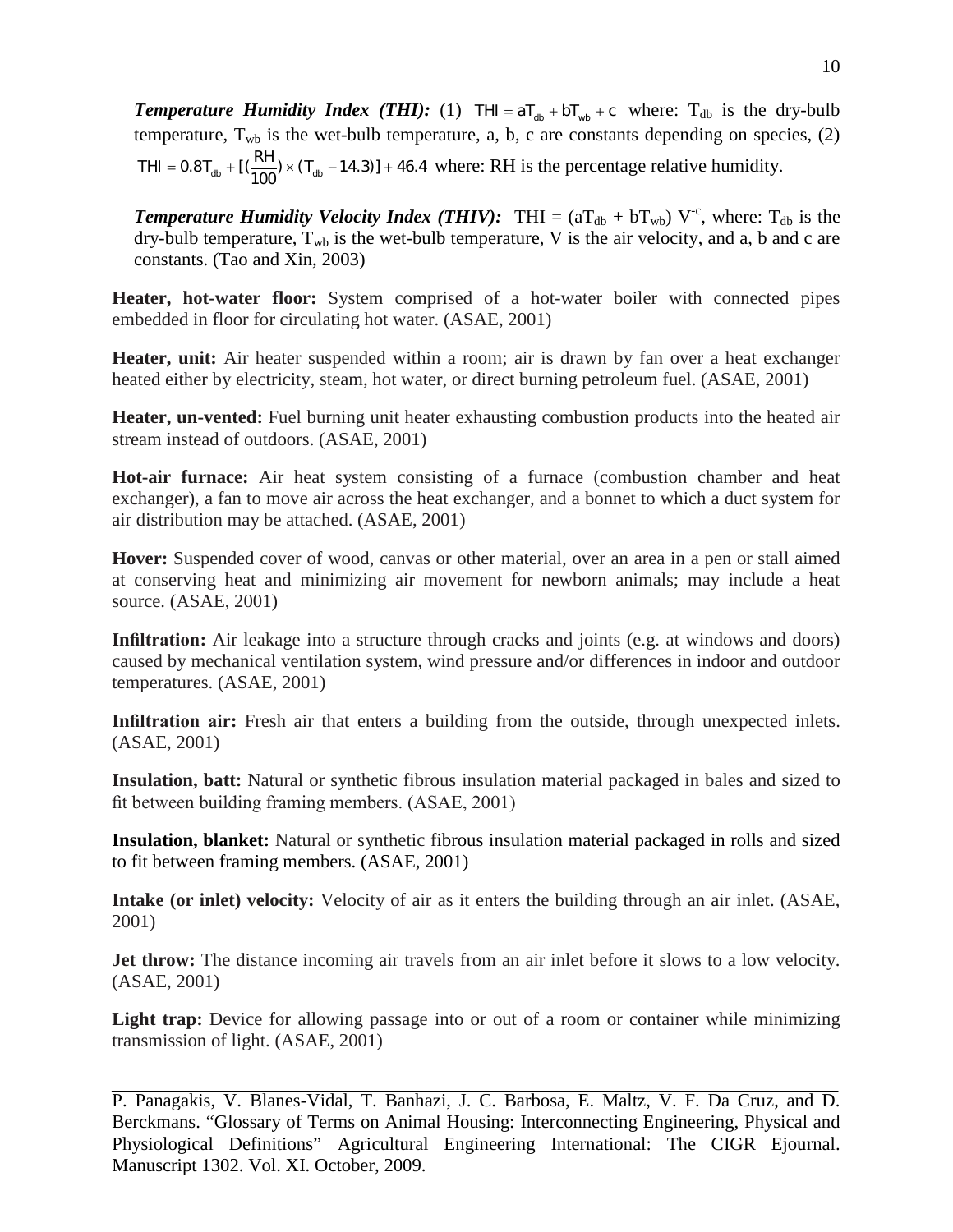***Temperature Humidity Index (THI):*** (1) $THI = aT_{db} + bT_{wb} + c$ where: $T_{db}$ is the dry-bulb temperature, $T_{wb}$ is the wet-bulb temperature, a, b, c are constants depending on species, (2) $THI = 0.8T_{db} + [(\frac{RH}{100}) \times (T_{db} - 14.3)] + 46.4$ where: RH is the percentage relative humidity.

***Temperature Humidity Velocity Index (THIV):*** $THI = (aT_{db} + bT_{wb})\ V^{-c}$, where: $T_{db}$ is the dry-bulb temperature, $T_{wb}$ is the wet-bulb temperature, V is the air velocity, and a, b and c are constants. (Tao and Xin, 2003)

**Heater, hot-water floor:** System comprised of a hot-water boiler with connected pipes embedded in floor for circulating hot water. (ASAE, 2001)

**Heater, unit:** Air heater suspended within a room; air is drawn by fan over a heat exchanger heated either by electricity, steam, hot water, or direct burning petroleum fuel. (ASAE, 2001)

**Heater, un-vented:** Fuel burning unit heater exhausting combustion products into the heated air stream instead of outdoors. (ASAE, 2001)

**Hot-air furnace:** Air heat system consisting of a furnace (combustion chamber and heat exchanger), a fan to move air across the heat exchanger, and a bonnet to which a duct system for air distribution may be attached. (ASAE, 2001)

**Hover:** Suspended cover of wood, canvas or other material, over an area in a pen or stall aimed at conserving heat and minimizing air movement for newborn animals; may include a heat source. (ASAE, 2001)

**Infiltration:** Air leakage into a structure through cracks and joints (e.g. at windows and doors) caused by mechanical ventilation system, wind pressure and/or differences in indoor and outdoor temperatures. (ASAE, 2001)

**Infiltration air:** Fresh air that enters a building from the outside, through unexpected inlets. (ASAE, 2001)

**Insulation, batt:** Natural or synthetic fibrous insulation material packaged in bales and sized to fit between building framing members. (ASAE, 2001)

**Insulation, blanket:** Natural or synthetic fibrous insulation material packaged in rolls and sized to fit between framing members. (ASAE, 2001)

**Intake (or inlet) velocity:** Velocity of air as it enters the building through an air inlet. (ASAE, 2001)

**Jet throw:** The distance incoming air travels from an air inlet before it slows to a low velocity. (ASAE, 2001)

**Light trap:** Device for allowing passage into or out of a room or container while minimizing transmission of light. (ASAE, 2001)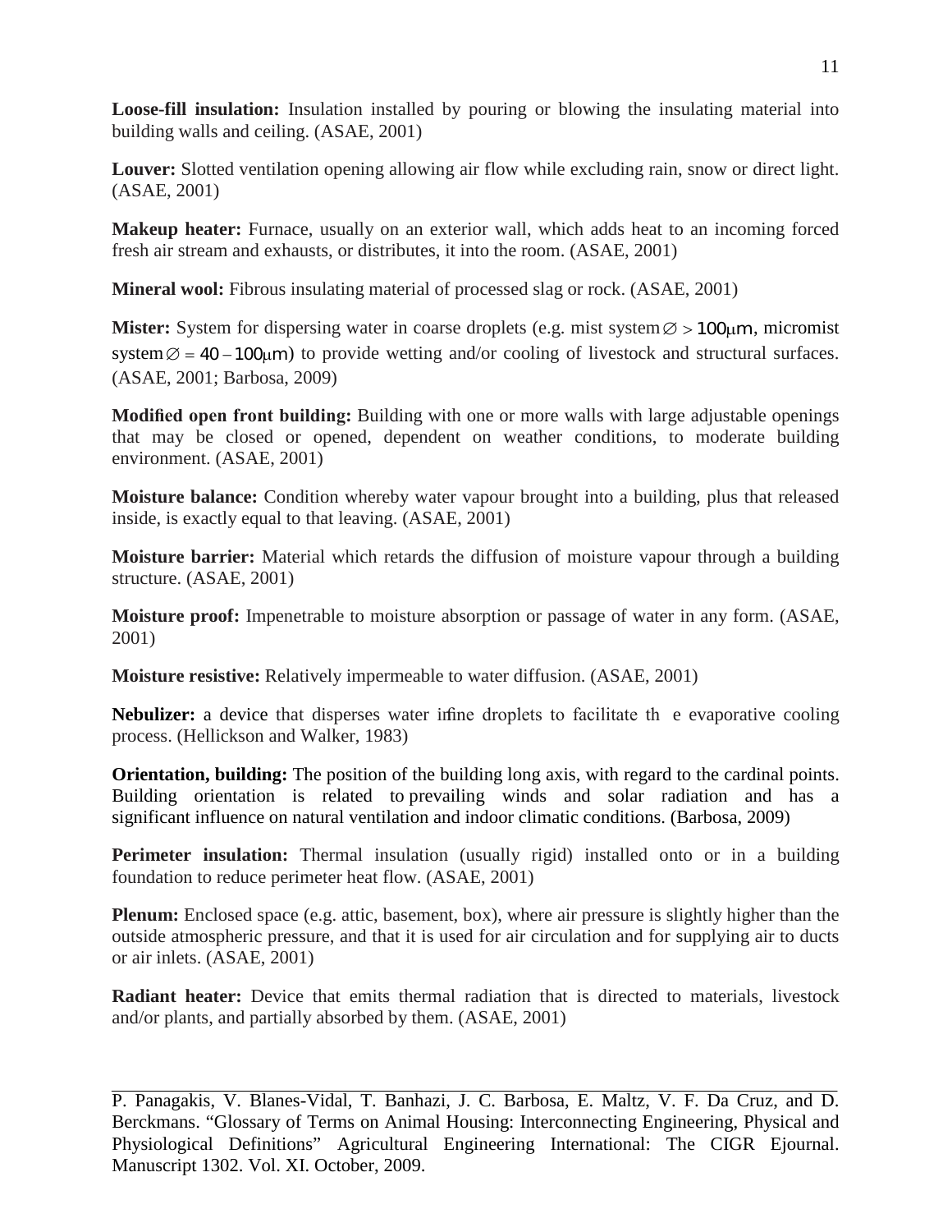**Loose-fill insulation:** Insulation installed by pouring or blowing the insulating material into building walls and ceiling. (ASAE, 2001)

**Louver:** Slotted ventilation opening allowing air flow while excluding rain, snow or direct light. (ASAE, 2001)

**Makeup heater:** Furnace, usually on an exterior wall, which adds heat to an incoming forced fresh air stream and exhausts, or distributes, it into the room. (ASAE, 2001)

**Mineral wool:** Fibrous insulating material of processed slag or rock. (ASAE, 2001)

**Mister:** System for dispersing water in coarse droplets (e.g. mist system $\varnothing > 100\mu m$, micromist system $\varnothing = 40 - 100\mu m$) to provide wetting and/or cooling of livestock and structural surfaces. (ASAE, 2001; Barbosa, 2009)

**Modified open front building:** Building with one or more walls with large adjustable openings that may be closed or opened, dependent on weather conditions, to moderate building environment. (ASAE, 2001)

**Moisture balance:** Condition whereby water vapour brought into a building, plus that released inside, is exactly equal to that leaving. (ASAE, 2001)

**Moisture barrier:** Material which retards the diffusion of moisture vapour through a building structure. (ASAE, 2001)

**Moisture proof:** Impenetrable to moisture absorption or passage of water in any form. (ASAE, 2001)

**Moisture resistive:** Relatively impermeable to water diffusion. (ASAE, 2001)

**Nebulizer:** a device that disperses water in fine droplets to facilitate the evaporative cooling process. (Hellickson and Walker, 1983)

**Orientation, building:** The position of the building long axis, with regard to the cardinal points. Building orientation is related to prevailing winds and solar radiation and has a significant influence on natural ventilation and indoor climatic conditions. (Barbosa, 2009)

**Perimeter insulation:** Thermal insulation (usually rigid) installed onto or in a building foundation to reduce perimeter heat flow. (ASAE, 2001)

**Plenum:** Enclosed space (e.g. attic, basement, box), where air pressure is slightly higher than the outside atmospheric pressure, and that it is used for air circulation and for supplying air to ducts or air inlets. (ASAE, 2001)

**Radiant heater:** Device that emits thermal radiation that is directed to materials, livestock and/or plants, and partially absorbed by them. (ASAE, 2001)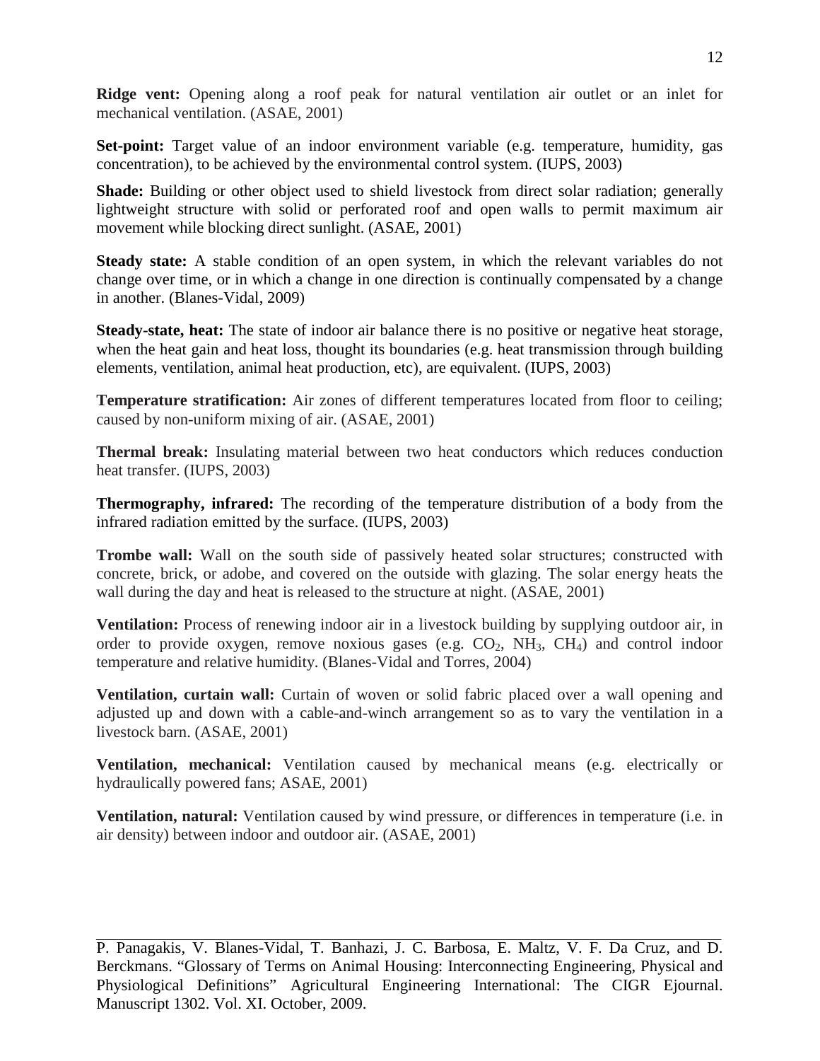**Ridge vent:** Opening along a roof peak for natural ventilation air outlet or an inlet for mechanical ventilation. (ASAE, 2001)

**Set-point:** Target value of an indoor environment variable (e.g. temperature, humidity, gas concentration), to be achieved by the environmental control system. (IUPS, 2003)

**Shade:** Building or other object used to shield livestock from direct solar radiation; generally lightweight structure with solid or perforated roof and open walls to permit maximum air movement while blocking direct sunlight. (ASAE, 2001)

**Steady state:** A stable condition of an open system, in which the relevant variables do not change over time, or in which a change in one direction is continually compensated by a change in another. (Blanes-Vidal, 2009)

**Steady-state, heat:** The state of indoor air balance there is no positive or negative heat storage, when the heat gain and heat loss, thought its boundaries (e.g. heat transmission through building elements, ventilation, animal heat production, etc), are equivalent. (IUPS, 2003)

**Temperature stratification:** Air zones of different temperatures located from floor to ceiling; caused by non-uniform mixing of air. (ASAE, 2001)

**Thermal break:** Insulating material between two heat conductors which reduces conduction heat transfer. (IUPS, 2003)

**Thermography, infrared:** The recording of the temperature distribution of a body from the infrared radiation emitted by the surface. (IUPS, 2003)

**Trombe wall:** Wall on the south side of passively heated solar structures; constructed with concrete, brick, or adobe, and covered on the outside with glazing. The solar energy heats the wall during the day and heat is released to the structure at night. (ASAE, 2001)

**Ventilation:** Process of renewing indoor air in a livestock building by supplying outdoor air, in order to provide oxygen, remove noxious gases (e.g. $CO_2$, $NH_3$, $CH_4$) and control indoor temperature and relative humidity. (Blanes-Vidal and Torres, 2004)

**Ventilation, curtain wall:** Curtain of woven or solid fabric placed over a wall opening and adjusted up and down with a cable-and-winch arrangement so as to vary the ventilation in a livestock barn. (ASAE, 2001)

**Ventilation, mechanical:** Ventilation caused by mechanical means (e.g. electrically or hydraulically powered fans; ASAE, 2001)

**Ventilation, natural:** Ventilation caused by wind pressure, or differences in temperature (i.e. in air density) between indoor and outdoor air. (ASAE, 2001)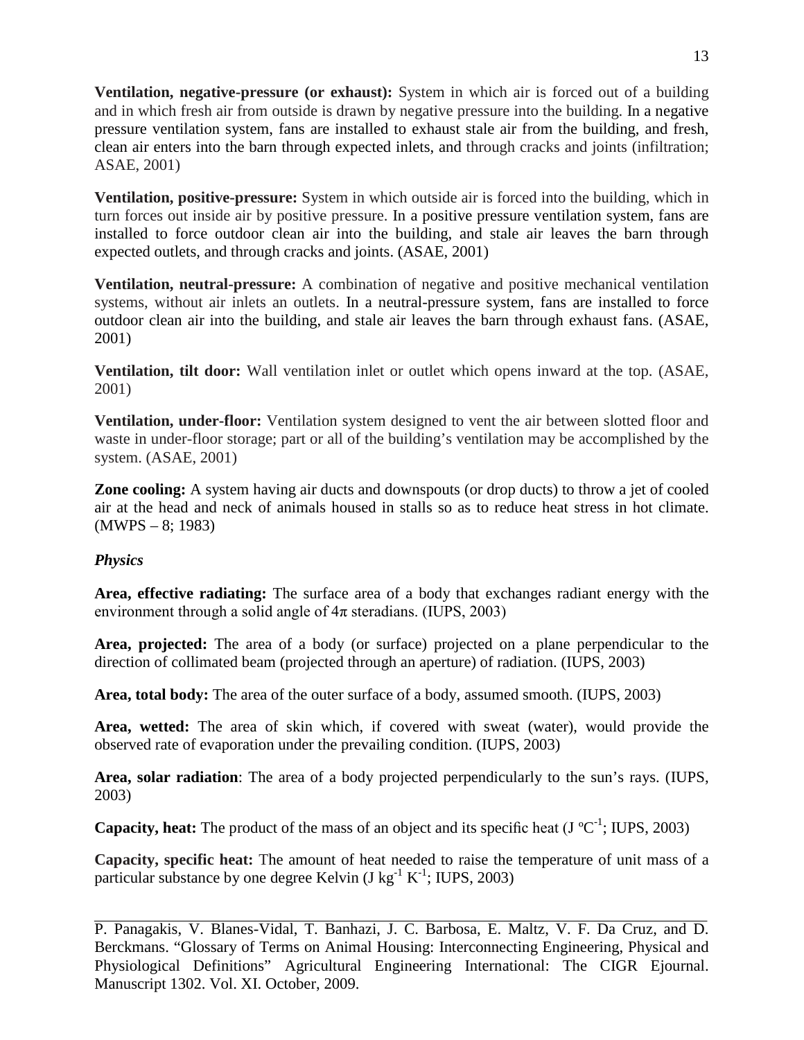**Ventilation, negative-pressure (or exhaust):** System in which air is forced out of a building and in which fresh air from outside is drawn by negative pressure into the building. In a negative pressure ventilation system, fans are installed to exhaust stale air from the building, and fresh, clean air enters into the barn through expected inlets, and through cracks and joints (infiltration; ASAE, 2001)

**Ventilation, positive-pressure:** System in which outside air is forced into the building, which in turn forces out inside air by positive pressure. In a positive pressure ventilation system, fans are installed to force outdoor clean air into the building, and stale air leaves the barn through expected outlets, and through cracks and joints. (ASAE, 2001)

**Ventilation, neutral-pressure:** A combination of negative and positive mechanical ventilation systems, without air inlets an outlets. In a neutral-pressure system, fans are installed to force outdoor clean air into the building, and stale air leaves the barn through exhaust fans. (ASAE, 2001)

**Ventilation, tilt door:** Wall ventilation inlet or outlet which opens inward at the top. (ASAE, 2001)

**Ventilation, under-floor:** Ventilation system designed to vent the air between slotted floor and waste in under-floor storage; part or all of the building's ventilation may be accomplished by the system. (ASAE, 2001)

**Zone cooling:** A system having air ducts and downspouts (or drop ducts) to throw a jet of cooled air at the head and neck of animals housed in stalls so as to reduce heat stress in hot climate. (MWPS – 8; 1983)

***Physics***

**Area, effective radiating:** The surface area of a body that exchanges radiant energy with the environment through a solid angle of $4\pi$ steradians. (IUPS, 2003)

**Area, projected:** The area of a body (or surface) projected on a plane perpendicular to the direction of collimated beam (projected through an aperture) of radiation. (IUPS, 2003)

**Area, total body:** The area of the outer surface of a body, assumed smooth. (IUPS, 2003)

**Area, wetted:** The area of skin which, if covered with sweat (water), would provide the observed rate of evaporation under the prevailing condition. (IUPS, 2003)

**Area, solar radiation**: The area of a body projected perpendicularly to the sun's rays. (IUPS, 2003)

**Capacity, heat:** The product of the mass of an object and its specific heat ($J\ ºC^{-1}$; IUPS, 2003)

**Capacity, specific heat:** The amount of heat needed to raise the temperature of unit mass of a particular substance by one degree Kelvin ($J\ kg^{-1}\ K^{-1}$; IUPS, 2003)

P. Panagakis, V. Blanes-Vidal, T. Banhazi, J. C. Barbosa, E. Maltz, V. F. Da Cruz, and D. Berckmans. "Glossary of Terms on Animal Housing: Interconnecting Engineering, Physical and Physiological Definitions" Agricultural Engineering International: The CIGR Ejournal. Manuscript 1302. Vol. XI. October, 2009.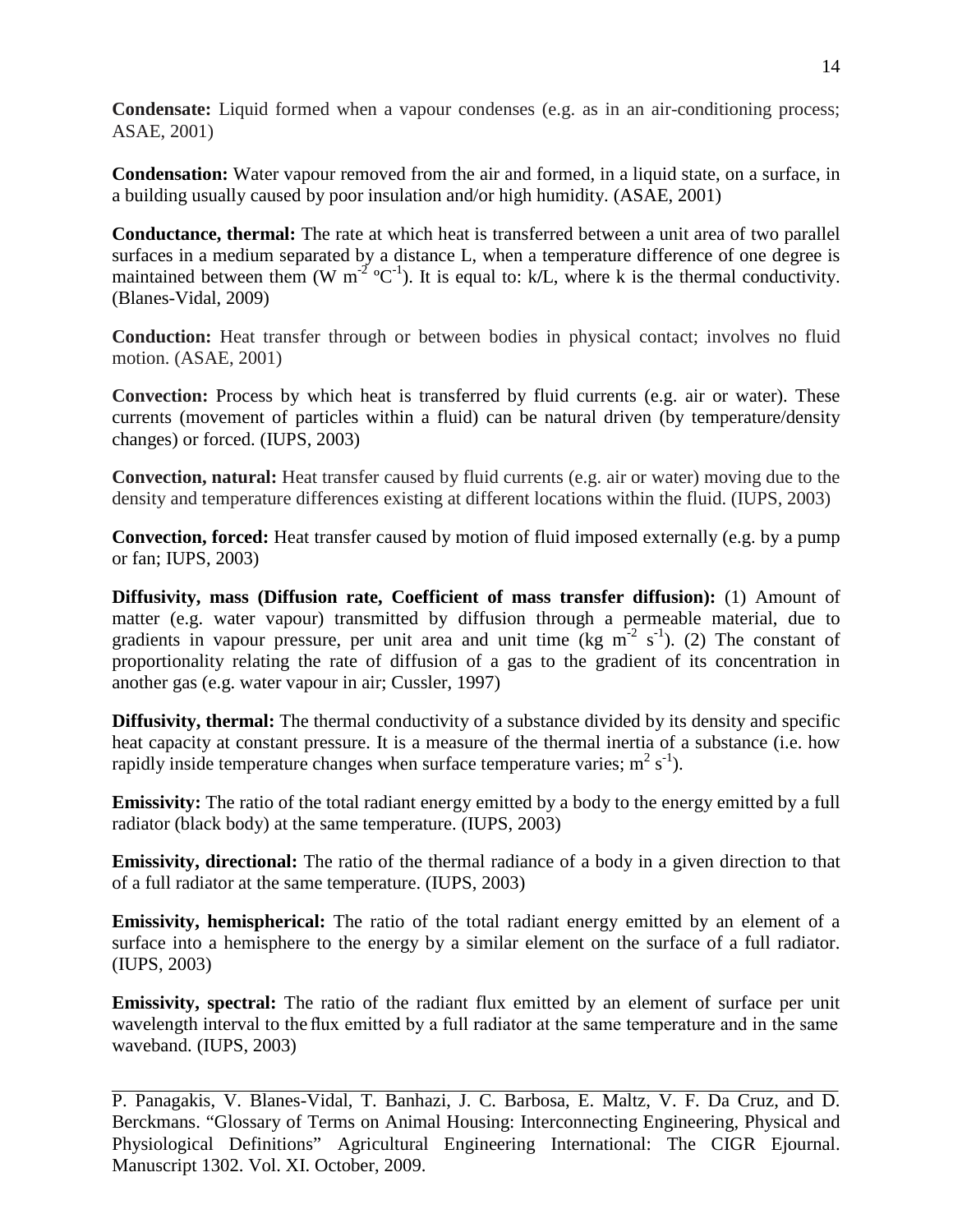**Condensate:** Liquid formed when a vapour condenses (e.g. as in an air-conditioning process; ASAE, 2001)

**Condensation:** Water vapour removed from the air and formed, in a liquid state, on a surface, in a building usually caused by poor insulation and/or high humidity. (ASAE, 2001)

**Conductance, thermal:** The rate at which heat is transferred between a unit area of two parallel surfaces in a medium separated by a distance L, when a temperature difference of one degree is maintained between them (W $m^{-2}$ $^{o}C^{-1}$). It is equal to: k/L, where k is the thermal conductivity. (Blanes-Vidal, 2009)

**Conduction:** Heat transfer through or between bodies in physical contact; involves no fluid motion. (ASAE, 2001)

**Convection:** Process by which heat is transferred by fluid currents (e.g. air or water). These currents (movement of particles within a fluid) can be natural driven (by temperature/density changes) or forced. (IUPS, 2003)

**Convection, natural:** Heat transfer caused by fluid currents (e.g. air or water) moving due to the density and temperature differences existing at different locations within the fluid. (IUPS, 2003)

**Convection, forced:** Heat transfer caused by motion of fluid imposed externally (e.g. by a pump or fan; IUPS, 2003)

**Diffusivity, mass (Diffusion rate, Coefficient of mass transfer diffusion):** (1) Amount of matter (e.g. water vapour) transmitted by diffusion through a permeable material, due to gradients in vapour pressure, per unit area and unit time (kg $m^{-2}$ $s^{-1}$). (2) The constant of proportionality relating the rate of diffusion of a gas to the gradient of its concentration in another gas (e.g. water vapour in air; Cussler, 1997)

**Diffusivity, thermal:** The thermal conductivity of a substance divided by its density and specific heat capacity at constant pressure. It is a measure of the thermal inertia of a substance (i.e. how rapidly inside temperature changes when surface temperature varies; $m^2$ $s^{-1}$).

**Emissivity:** The ratio of the total radiant energy emitted by a body to the energy emitted by a full radiator (black body) at the same temperature. (IUPS, 2003)

**Emissivity, directional:** The ratio of the thermal radiance of a body in a given direction to that of a full radiator at the same temperature. (IUPS, 2003)

**Emissivity, hemispherical:** The ratio of the total radiant energy emitted by an element of a surface into a hemisphere to the energy by a similar element on the surface of a full radiator. (IUPS, 2003)

**Emissivity, spectral:** The ratio of the radiant flux emitted by an element of surface per unit wavelength interval to the flux emitted by a full radiator at the same temperature and in the same waveband. (IUPS, 2003)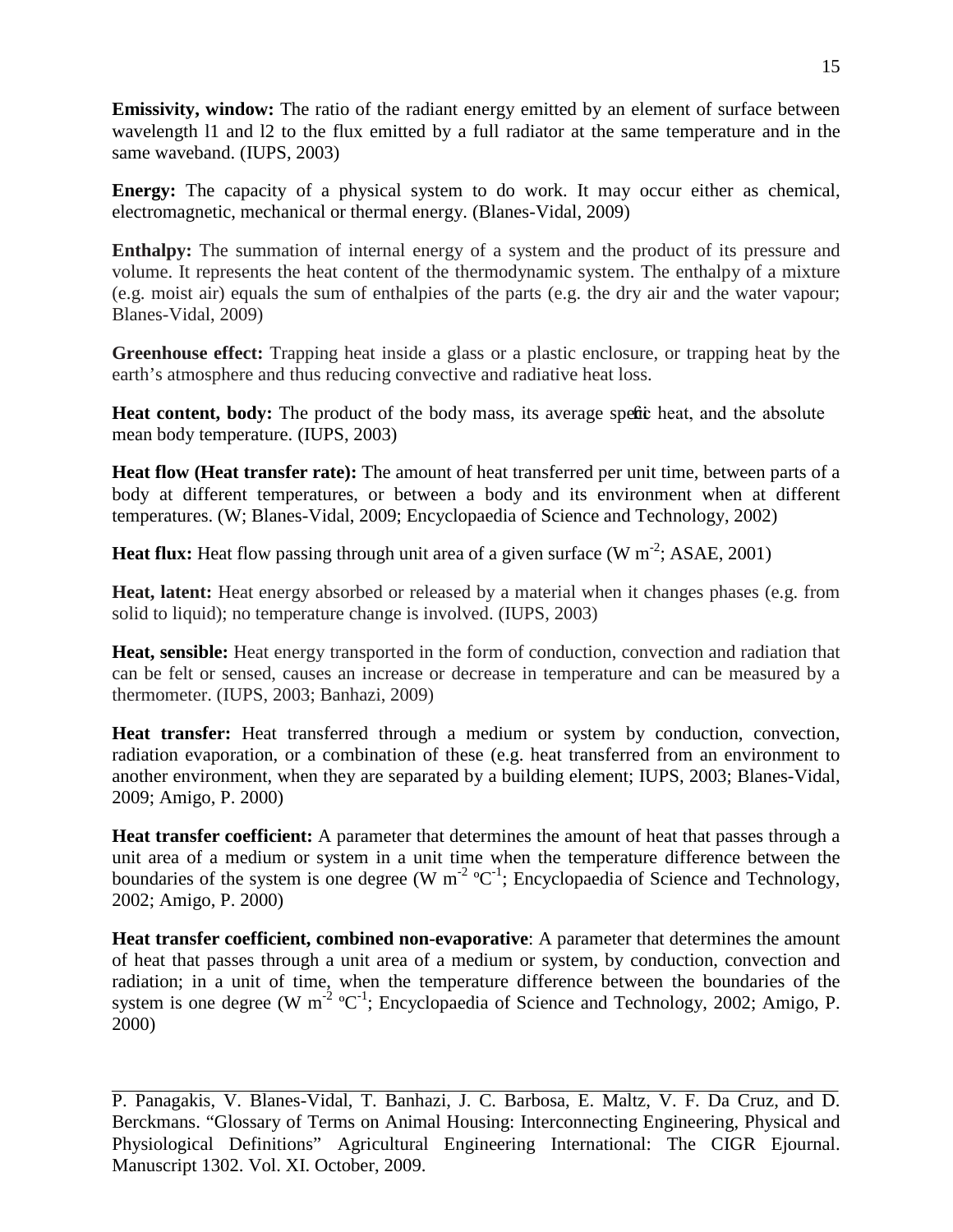**Emissivity, window:** The ratio of the radiant energy emitted by an element of surface between wavelength l1 and l2 to the flux emitted by a full radiator at the same temperature and in the same waveband. (IUPS, 2003)

**Energy:** The capacity of a physical system to do work. It may occur either as chemical, electromagnetic, mechanical or thermal energy. (Blanes-Vidal, 2009)

**Enthalpy:** The summation of internal energy of a system and the product of its pressure and volume. It represents the heat content of the thermodynamic system. The enthalpy of a mixture (e.g. moist air) equals the sum of enthalpies of the parts (e.g. the dry air and the water vapour; Blanes-Vidal, 2009)

**Greenhouse effect:** Trapping heat inside a glass or a plastic enclosure, or trapping heat by the earth's atmosphere and thus reducing convective and radiative heat loss.

**Heat content, body:** The product of the body mass, its average specific heat, and the absolute mean body temperature. (IUPS, 2003)

**Heat flow (Heat transfer rate):** The amount of heat transferred per unit time, between parts of a body at different temperatures, or between a body and its environment when at different temperatures. (W; Blanes-Vidal, 2009; Encyclopaedia of Science and Technology, 2002)

**Heat flux:** Heat flow passing through unit area of a given surface (W $m^{-2}$; ASAE, 2001)

**Heat, latent:** Heat energy absorbed or released by a material when it changes phases (e.g. from solid to liquid); no temperature change is involved. (IUPS, 2003)

**Heat, sensible:** Heat energy transported in the form of conduction, convection and radiation that can be felt or sensed, causes an increase or decrease in temperature and can be measured by a thermometer. (IUPS, 2003; Banhazi, 2009)

**Heat transfer:** Heat transferred through a medium or system by conduction, convection, radiation evaporation, or a combination of these (e.g. heat transferred from an environment to another environment, when they are separated by a building element; IUPS, 2003; Blanes-Vidal, 2009; Amigo, P. 2000)

**Heat transfer coefficient:** A parameter that determines the amount of heat that passes through a unit area of a medium or system in a unit time when the temperature difference between the boundaries of the system is one degree (W $m^{-2}$ $^{o}C^{-1}$; Encyclopaedia of Science and Technology, 2002; Amigo, P. 2000)

**Heat transfer coefficient, combined non-evaporative**: A parameter that determines the amount of heat that passes through a unit area of a medium or system, by conduction, convection and radiation; in a unit of time, when the temperature difference between the boundaries of the system is one degree (W $m^{-2}$ $^{o}C^{-1}$; Encyclopaedia of Science and Technology, 2002; Amigo, P. 2000)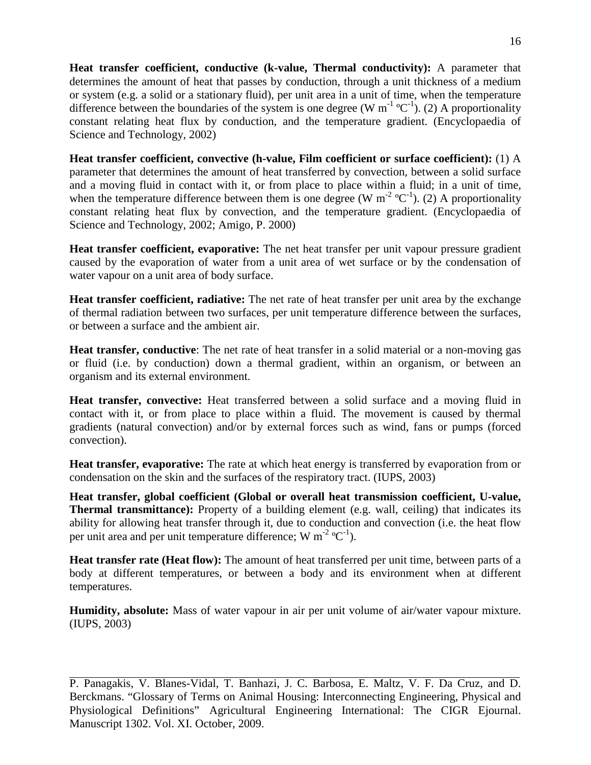**Heat transfer coefficient, conductive (k-value, Thermal conductivity):** A parameter that determines the amount of heat that passes by conduction, through a unit thickness of a medium or system (e.g. a solid or a stationary fluid), per unit area in a unit of time, when the temperature difference between the boundaries of the system is one degree ($W\ m^{-1}\ ^{o}C^{-1}$). (2) A proportionality constant relating heat flux by conduction, and the temperature gradient. (Encyclopaedia of Science and Technology, 2002)

**Heat transfer coefficient, convective (h-value, Film coefficient or surface coefficient):** (1) A parameter that determines the amount of heat transferred by convection, between a solid surface and a moving fluid in contact with it, or from place to place within a fluid; in a unit of time, when the temperature difference between them is one degree ($W\ m^{-2}\ ^{o}C^{-1}$). (2) A proportionality constant relating heat flux by convection, and the temperature gradient. (Encyclopaedia of Science and Technology, 2002; Amigo, P. 2000)

**Heat transfer coefficient, evaporative:** The net heat transfer per unit vapour pressure gradient caused by the evaporation of water from a unit area of wet surface or by the condensation of water vapour on a unit area of body surface.

**Heat transfer coefficient, radiative:** The net rate of heat transfer per unit area by the exchange of thermal radiation between two surfaces, per unit temperature difference between the surfaces, or between a surface and the ambient air.

**Heat transfer, conductive**: The net rate of heat transfer in a solid material or a non-moving gas or fluid (i.e. by conduction) down a thermal gradient, within an organism, or between an organism and its external environment.

**Heat transfer, convective:** Heat transferred between a solid surface and a moving fluid in contact with it, or from place to place within a fluid. The movement is caused by thermal gradients (natural convection) and/or by external forces such as wind, fans or pumps (forced convection).

**Heat transfer, evaporative:** The rate at which heat energy is transferred by evaporation from or condensation on the skin and the surfaces of the respiratory tract. (IUPS, 2003)

**Heat transfer, global coefficient (Global or overall heat transmission coefficient, U-value, Thermal transmittance):** Property of a building element (e.g. wall, ceiling) that indicates its ability for allowing heat transfer through it, due to conduction and convection (i.e. the heat flow per unit area and per unit temperature difference; $W\ m^{-2}\ ^{o}C^{-1}$).

**Heat transfer rate (Heat flow):** The amount of heat transferred per unit time, between parts of a body at different temperatures, or between a body and its environment when at different temperatures.

**Humidity, absolute:** Mass of water vapour in air per unit volume of air/water vapour mixture. (IUPS, 2003)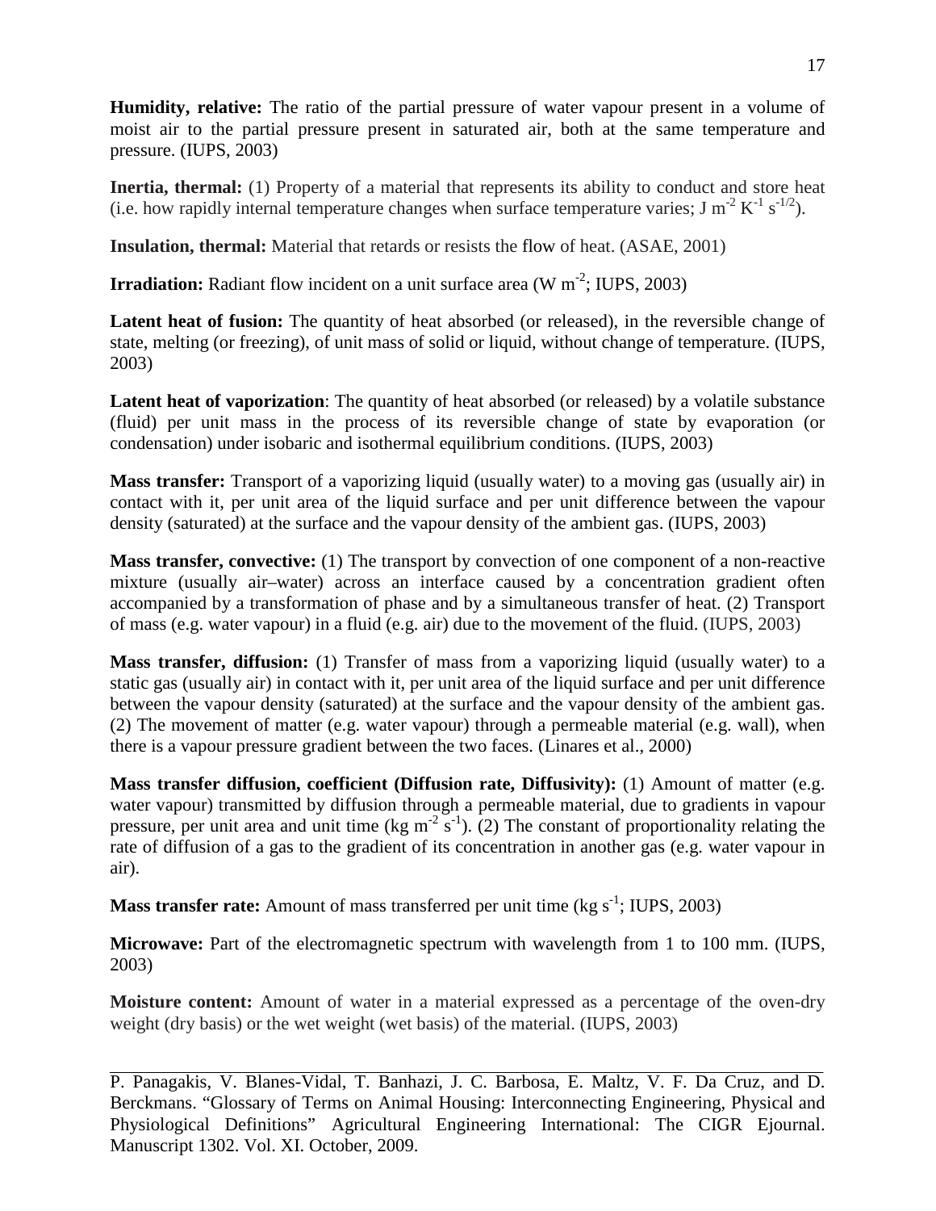**Humidity, relative:** The ratio of the partial pressure of water vapour present in a volume of moist air to the partial pressure present in saturated air, both at the same temperature and pressure. (IUPS, 2003)

**Inertia, thermal:** (1) Property of a material that represents its ability to conduct and store heat (i.e. how rapidly internal temperature changes when surface temperature varies; J $m^{-2}$ $K^{-1}$ $s^{-1/2}$).

**Insulation, thermal:** Material that retards or resists the flow of heat. (ASAE, 2001)

**Irradiation:** Radiant flow incident on a unit surface area (W $m^{-2}$; IUPS, 2003)

**Latent heat of fusion:** The quantity of heat absorbed (or released), in the reversible change of state, melting (or freezing), of unit mass of solid or liquid, without change of temperature. (IUPS, 2003)

**Latent heat of vaporization**: The quantity of heat absorbed (or released) by a volatile substance (fluid) per unit mass in the process of its reversible change of state by evaporation (or condensation) under isobaric and isothermal equilibrium conditions. (IUPS, 2003)

**Mass transfer:** Transport of a vaporizing liquid (usually water) to a moving gas (usually air) in contact with it, per unit area of the liquid surface and per unit difference between the vapour density (saturated) at the surface and the vapour density of the ambient gas. (IUPS, 2003)

**Mass transfer, convective:** (1) The transport by convection of one component of a non-reactive mixture (usually air–water) across an interface caused by a concentration gradient often accompanied by a transformation of phase and by a simultaneous transfer of heat. (2) Transport of mass (e.g. water vapour) in a fluid (e.g. air) due to the movement of the fluid. (IUPS, 2003)

**Mass transfer, diffusion:** (1) Transfer of mass from a vaporizing liquid (usually water) to a static gas (usually air) in contact with it, per unit area of the liquid surface and per unit difference between the vapour density (saturated) at the surface and the vapour density of the ambient gas. (2) The movement of matter (e.g. water vapour) through a permeable material (e.g. wall), when there is a vapour pressure gradient between the two faces. (Linares et al., 2000)

**Mass transfer diffusion, coefficient (Diffusion rate, Diffusivity):** (1) Amount of matter (e.g. water vapour) transmitted by diffusion through a permeable material, due to gradients in vapour pressure, per unit area and unit time (kg $m^{-2}$ $s^{-1}$). (2) The constant of proportionality relating the rate of diffusion of a gas to the gradient of its concentration in another gas (e.g. water vapour in air).

**Mass transfer rate:** Amount of mass transferred per unit time (kg $s^{-1}$; IUPS, 2003)

**Microwave:** Part of the electromagnetic spectrum with wavelength from 1 to 100 mm. (IUPS, 2003)

**Moisture content:** Amount of water in a material expressed as a percentage of the oven-dry weight (dry basis) or the wet weight (wet basis) of the material. (IUPS, 2003)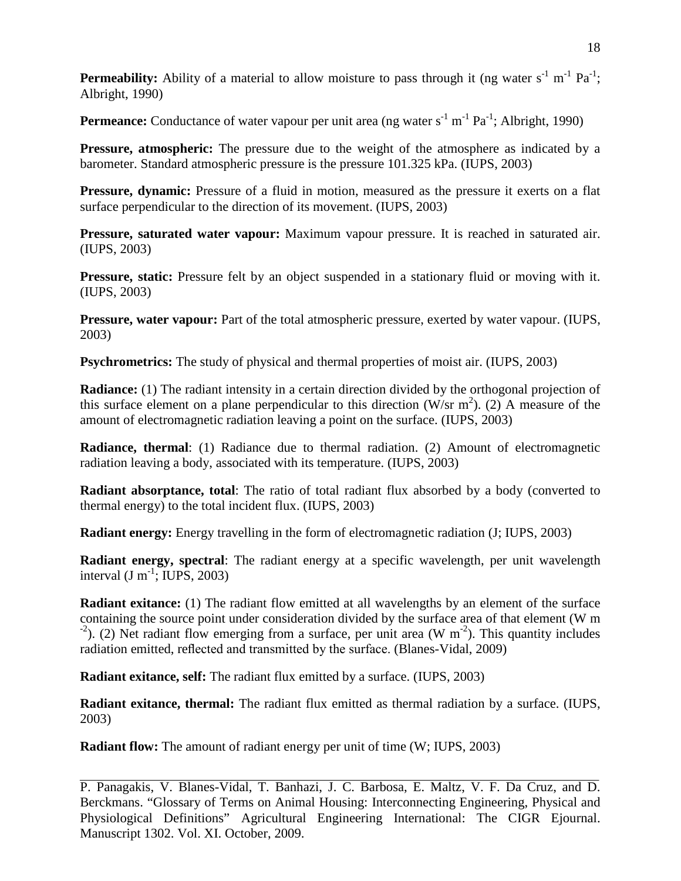**Permeability:** Ability of a material to allow moisture to pass through it (ng water $s^{-1}$ $m^{-1}$ $Pa^{-1}$; Albright, 1990)

**Permeance:** Conductance of water vapour per unit area (ng water $s^{-1}$ $m^{-1}$ $Pa^{-1}$; Albright, 1990)

**Pressure, atmospheric:** The pressure due to the weight of the atmosphere as indicated by a barometer. Standard atmospheric pressure is the pressure 101.325 kPa. (IUPS, 2003)

**Pressure, dynamic:** Pressure of a fluid in motion, measured as the pressure it exerts on a flat surface perpendicular to the direction of its movement. (IUPS, 2003)

**Pressure, saturated water vapour:** Maximum vapour pressure. It is reached in saturated air. (IUPS, 2003)

**Pressure, static:** Pressure felt by an object suspended in a stationary fluid or moving with it. (IUPS, 2003)

**Pressure, water vapour:** Part of the total atmospheric pressure, exerted by water vapour. (IUPS, 2003)

**Psychrometrics:** The study of physical and thermal properties of moist air. (IUPS, 2003)

**Radiance:** (1) The radiant intensity in a certain direction divided by the orthogonal projection of this surface element on a plane perpendicular to this direction (W/sr $m^2$). (2) A measure of the amount of electromagnetic radiation leaving a point on the surface. (IUPS, 2003)

**Radiance, thermal**: (1) Radiance due to thermal radiation. (2) Amount of electromagnetic radiation leaving a body, associated with its temperature. (IUPS, 2003)

**Radiant absorptance, total**: The ratio of total radiant flux absorbed by a body (converted to thermal energy) to the total incident flux. (IUPS, 2003)

**Radiant energy:** Energy travelling in the form of electromagnetic radiation (J; IUPS, 2003)

**Radiant energy, spectral**: The radiant energy at a specific wavelength, per unit wavelength interval (J $m^{-1}$; IUPS, 2003)

**Radiant exitance:** (1) The radiant flow emitted at all wavelengths by an element of the surface containing the source point under consideration divided by the surface area of that element (W $m^{-2}$). (2) Net radiant flow emerging from a surface, per unit area (W $m^{-2}$). This quantity includes radiation emitted, reflected and transmitted by the surface. (Blanes-Vidal, 2009)

**Radiant exitance, self:** The radiant flux emitted by a surface. (IUPS, 2003)

**Radiant exitance, thermal:** The radiant flux emitted as thermal radiation by a surface. (IUPS, 2003)

**Radiant flow:** The amount of radiant energy per unit of time (W; IUPS, 2003)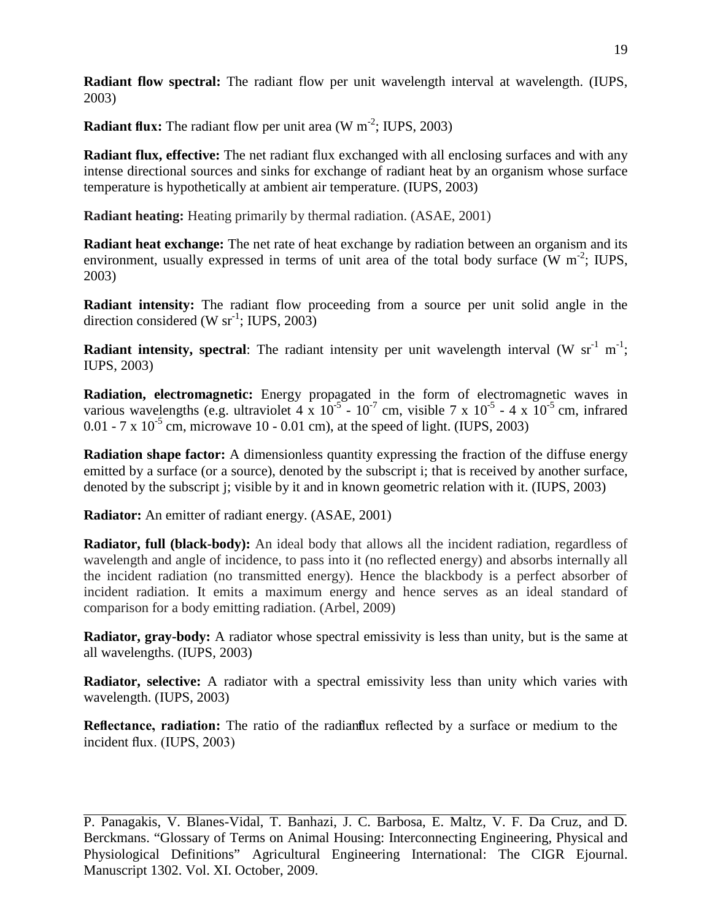**Radiant flow spectral:** The radiant flow per unit wavelength interval at wavelength. (IUPS, 2003)

**Radiant flux:** The radiant flow per unit area (W $m^{-2}$; IUPS, 2003)

**Radiant flux, effective:** The net radiant flux exchanged with all enclosing surfaces and with any intense directional sources and sinks for exchange of radiant heat by an organism whose surface temperature is hypothetically at ambient air temperature. (IUPS, 2003)

**Radiant heating:** Heating primarily by thermal radiation. (ASAE, 2001)

**Radiant heat exchange:** The net rate of heat exchange by radiation between an organism and its environment, usually expressed in terms of unit area of the total body surface (W $m^{-2}$; IUPS, 2003)

**Radiant intensity:** The radiant flow proceeding from a source per unit solid angle in the direction considered (W $sr^{-1}$; IUPS, 2003)

**Radiant intensity, spectral**: The radiant intensity per unit wavelength interval (W $sr^{-1}$ $m^{-1}$; IUPS, 2003)

**Radiation, electromagnetic:** Energy propagated in the form of electromagnetic waves in various wavelengths (e.g. ultraviolet $4 \times 10^{-5}$ - $10^{-7}$ cm, visible $7 \times 10^{-5}$ - $4 \times 10^{-5}$ cm, infrared 0.01 - $7 \times 10^{-5}$ cm, microwave 10 - 0.01 cm), at the speed of light. (IUPS, 2003)

**Radiation shape factor:** A dimensionless quantity expressing the fraction of the diffuse energy emitted by a surface (or a source), denoted by the subscript i; that is received by another surface, denoted by the subscript j; visible by it and in known geometric relation with it. (IUPS, 2003)

**Radiator:** An emitter of radiant energy. (ASAE, 2001)

**Radiator, full (black-body):** An ideal body that allows all the incident radiation, regardless of wavelength and angle of incidence, to pass into it (no reflected energy) and absorbs internally all the incident radiation (no transmitted energy). Hence the blackbody is a perfect absorber of incident radiation. It emits a maximum energy and hence serves as an ideal standard of comparison for a body emitting radiation. (Arbel, 2009)

**Radiator, gray-body:** A radiator whose spectral emissivity is less than unity, but is the same at all wavelengths. (IUPS, 2003)

**Radiator, selective:** A radiator with a spectral emissivity less than unity which varies with wavelength. (IUPS, 2003)

**Reflectance, radiation:** The ratio of the radiant flux reflected by a surface or medium to the incident flux. (IUPS, 2003)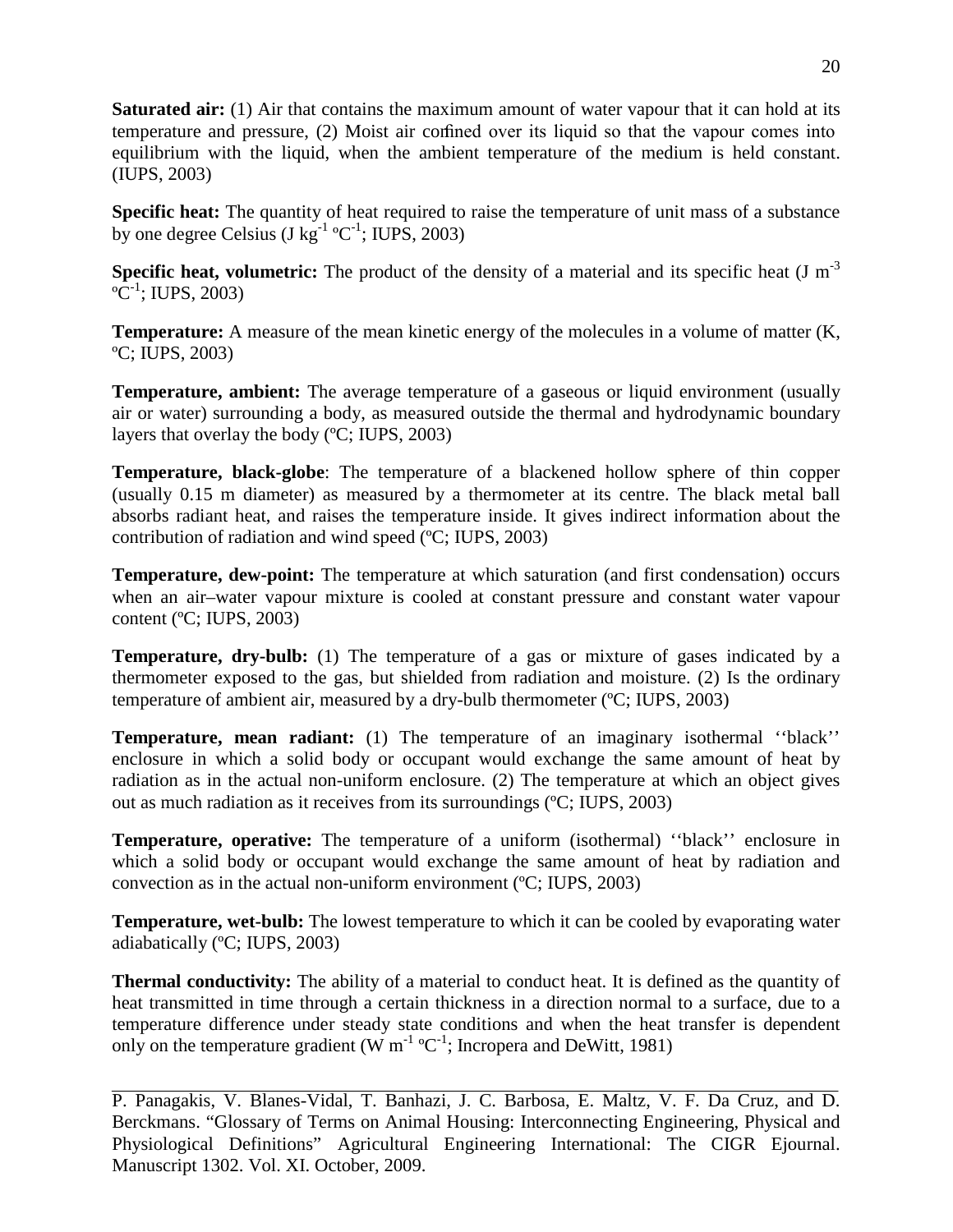**Saturated air:** (1) Air that contains the maximum amount of water vapour that it can hold at its temperature and pressure, (2) Moist air confined over its liquid so that the vapour comes into equilibrium with the liquid, when the ambient temperature of the medium is held constant. (IUPS, 2003)

**Specific heat:** The quantity of heat required to raise the temperature of unit mass of a substance by one degree Celsius (J $kg^{-1}$ $^{o}C^{-1}$; IUPS, 2003)

**Specific heat, volumetric:** The product of the density of a material and its specific heat (J $m^{-3}$ $^{o}C^{-1}$; IUPS, 2003)

**Temperature:** A measure of the mean kinetic energy of the molecules in a volume of matter (K, ºC; IUPS, 2003)

**Temperature, ambient:** The average temperature of a gaseous or liquid environment (usually air or water) surrounding a body, as measured outside the thermal and hydrodynamic boundary layers that overlay the body (ºC; IUPS, 2003)

**Temperature, black-globe**: The temperature of a blackened hollow sphere of thin copper (usually 0.15 m diameter) as measured by a thermometer at its centre. The black metal ball absorbs radiant heat, and raises the temperature inside. It gives indirect information about the contribution of radiation and wind speed (ºC; IUPS, 2003)

**Temperature, dew-point:** The temperature at which saturation (and first condensation) occurs when an air–water vapour mixture is cooled at constant pressure and constant water vapour content (ºC; IUPS, 2003)

**Temperature, dry-bulb:** (1) The temperature of a gas or mixture of gases indicated by a thermometer exposed to the gas, but shielded from radiation and moisture. (2) Is the ordinary temperature of ambient air, measured by a dry-bulb thermometer (ºC; IUPS, 2003)

**Temperature, mean radiant:** (1) The temperature of an imaginary isothermal ''black'' enclosure in which a solid body or occupant would exchange the same amount of heat by radiation as in the actual non-uniform enclosure. (2) The temperature at which an object gives out as much radiation as it receives from its surroundings (ºC; IUPS, 2003)

**Temperature, operative:** The temperature of a uniform (isothermal) ''black'' enclosure in which a solid body or occupant would exchange the same amount of heat by radiation and convection as in the actual non-uniform environment (ºC; IUPS, 2003)

**Temperature, wet-bulb:** The lowest temperature to which it can be cooled by evaporating water adiabatically (ºC; IUPS, 2003)

**Thermal conductivity:** The ability of a material to conduct heat. It is defined as the quantity of heat transmitted in time through a certain thickness in a direction normal to a surface, due to a temperature difference under steady state conditions and when the heat transfer is dependent only on the temperature gradient (W $m^{-1}$ $^{o}C^{-1}$; Incropera and DeWitt, 1981)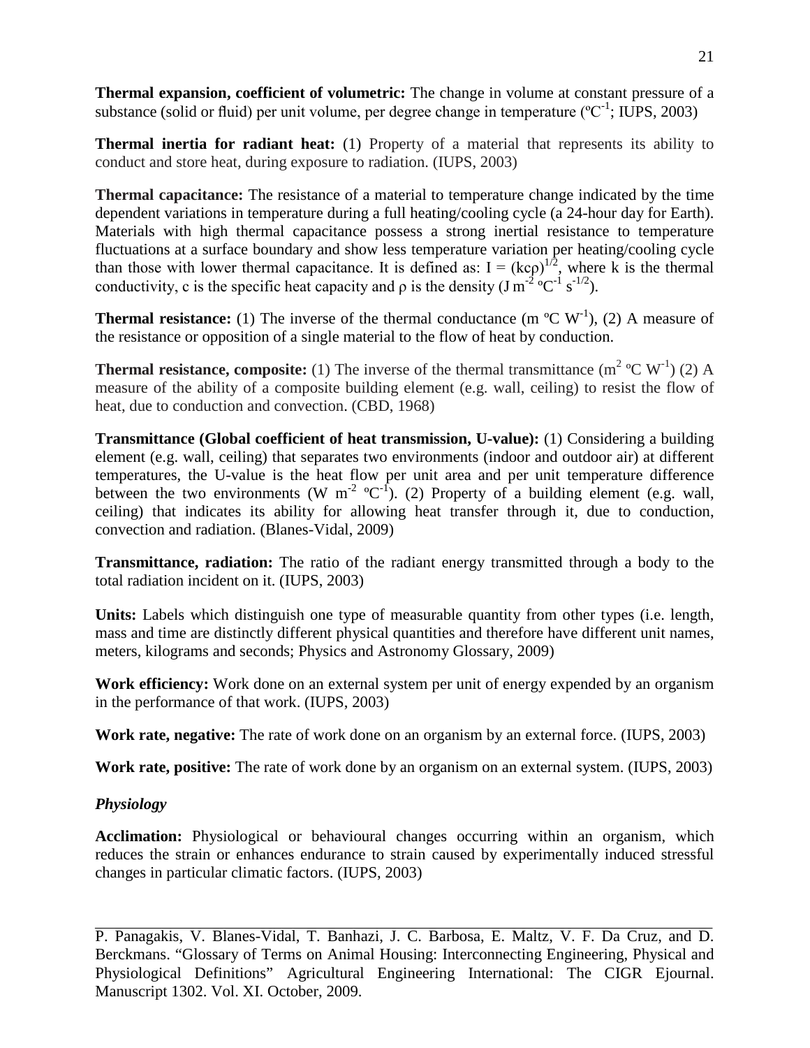**Thermal expansion, coefficient of volumetric:** The change in volume at constant pressure of a substance (solid or fluid) per unit volume, per degree change in temperature (ºC$^{-1}$; IUPS, 2003)

**Thermal inertia for radiant heat:** (1) Property of a material that represents its ability to conduct and store heat, during exposure to radiation. (IUPS, 2003)

**Thermal capacitance:** The resistance of a material to temperature change indicated by the time dependent variations in temperature during a full heating/cooling cycle (a 24-hour day for Earth). Materials with high thermal capacitance possess a strong inertial resistance to temperature fluctuations at a surface boundary and show less temperature variation per heating/cooling cycle than those with lower thermal capacitance. It is defined as: $I = (kc\rho)^{1/2}$, where k is the thermal conductivity, c is the specific heat capacity and ρ is the density (J m$^{-2}$ ºC$^{-1}$ s$^{-1/2}$).

**Thermal resistance:** (1) The inverse of the thermal conductance (m ºC W$^{-1}$), (2) A measure of the resistance or opposition of a single material to the flow of heat by conduction.

**Thermal resistance, composite:** (1) The inverse of the thermal transmittance (m$^{2}$ ºC W$^{-1}$) (2) A measure of the ability of a composite building element (e.g. wall, ceiling) to resist the flow of heat, due to conduction and convection. (CBD, 1968)

**Transmittance (Global coefficient of heat transmission, U-value):** (1) Considering a building element (e.g. wall, ceiling) that separates two environments (indoor and outdoor air) at different temperatures, the U-value is the heat flow per unit area and per unit temperature difference between the two environments (W m$^{-2}$ ºC$^{-1}$). (2) Property of a building element (e.g. wall, ceiling) that indicates its ability for allowing heat transfer through it, due to conduction, convection and radiation. (Blanes-Vidal, 2009)

**Transmittance, radiation:** The ratio of the radiant energy transmitted through a body to the total radiation incident on it. (IUPS, 2003)

**Units:** Labels which distinguish one type of measurable quantity from other types (i.e. length, mass and time are distinctly different physical quantities and therefore have different unit names, meters, kilograms and seconds; Physics and Astronomy Glossary, 2009)

**Work efficiency:** Work done on an external system per unit of energy expended by an organism in the performance of that work. (IUPS, 2003)

**Work rate, negative:** The rate of work done on an organism by an external force. (IUPS, 2003)

**Work rate, positive:** The rate of work done by an organism on an external system. (IUPS, 2003)

### *Physiology*

**Acclimation:** Physiological or behavioural changes occurring within an organism, which reduces the strain or enhances endurance to strain caused by experimentally induced stressful changes in particular climatic factors. (IUPS, 2003)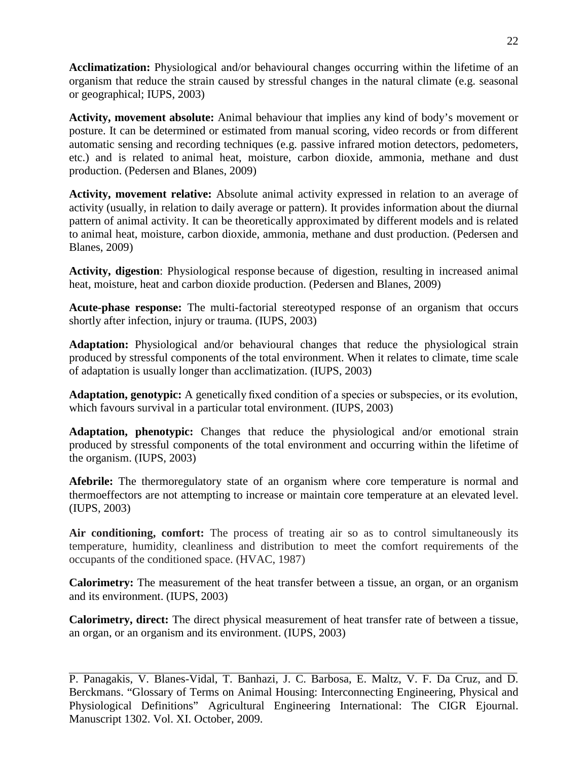**Acclimatization:** Physiological and/or behavioural changes occurring within the lifetime of an organism that reduce the strain caused by stressful changes in the natural climate (e.g. seasonal or geographical; IUPS, 2003)

**Activity, movement absolute:** Animal behaviour that implies any kind of body's movement or posture. It can be determined or estimated from manual scoring, video records or from different automatic sensing and recording techniques (e.g. passive infrared motion detectors, pedometers, etc.) and is related to animal heat, moisture, carbon dioxide, ammonia, methane and dust production. (Pedersen and Blanes, 2009)

**Activity, movement relative:** Absolute animal activity expressed in relation to an average of activity (usually, in relation to daily average or pattern). It provides information about the diurnal pattern of animal activity. It can be theoretically approximated by different models and is related to animal heat, moisture, carbon dioxide, ammonia, methane and dust production. (Pedersen and Blanes, 2009)

**Activity, digestion**: Physiological response because of digestion, resulting in increased animal heat, moisture, heat and carbon dioxide production. (Pedersen and Blanes, 2009)

**Acute-phase response:** The multi-factorial stereotyped response of an organism that occurs shortly after infection, injury or trauma. (IUPS, 2003)

**Adaptation:** Physiological and/or behavioural changes that reduce the physiological strain produced by stressful components of the total environment. When it relates to climate, time scale of adaptation is usually longer than acclimatization. (IUPS, 2003)

**Adaptation, genotypic:** A genetically fixed condition of a species or subspecies, or its evolution, which favours survival in a particular total environment. (IUPS, 2003)

**Adaptation, phenotypic:** Changes that reduce the physiological and/or emotional strain produced by stressful components of the total environment and occurring within the lifetime of the organism. (IUPS, 2003)

**Afebrile:** The thermoregulatory state of an organism where core temperature is normal and thermoeffectors are not attempting to increase or maintain core temperature at an elevated level. (IUPS, 2003)

**Air conditioning, comfort:** The process of treating air so as to control simultaneously its temperature, humidity, cleanliness and distribution to meet the comfort requirements of the occupants of the conditioned space. (HVAC, 1987)

**Calorimetry:** The measurement of the heat transfer between a tissue, an organ, or an organism and its environment. (IUPS, 2003)

**Calorimetry, direct:** The direct physical measurement of heat transfer rate of between a tissue, an organ, or an organism and its environment. (IUPS, 2003)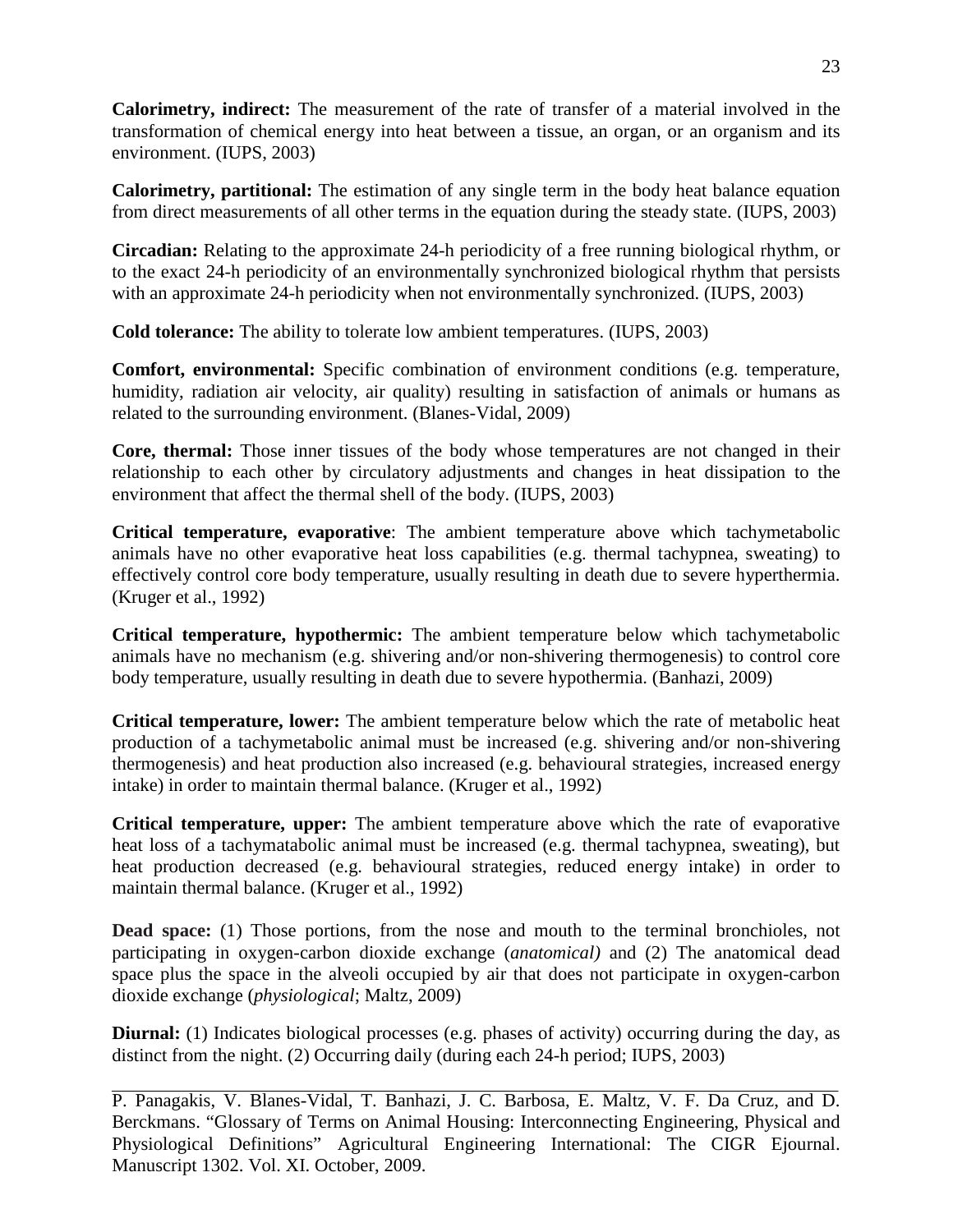**Calorimetry, indirect:** The measurement of the rate of transfer of a material involved in the transformation of chemical energy into heat between a tissue, an organ, or an organism and its environment. (IUPS, 2003)

**Calorimetry, partitional:** The estimation of any single term in the body heat balance equation from direct measurements of all other terms in the equation during the steady state. (IUPS, 2003)

**Circadian:** Relating to the approximate 24-h periodicity of a free running biological rhythm, or to the exact 24-h periodicity of an environmentally synchronized biological rhythm that persists with an approximate 24-h periodicity when not environmentally synchronized. (IUPS, 2003)

**Cold tolerance:** The ability to tolerate low ambient temperatures. (IUPS, 2003)

**Comfort, environmental:** Specific combination of environment conditions (e.g. temperature, humidity, radiation air velocity, air quality) resulting in satisfaction of animals or humans as related to the surrounding environment. (Blanes-Vidal, 2009)

**Core, thermal:** Those inner tissues of the body whose temperatures are not changed in their relationship to each other by circulatory adjustments and changes in heat dissipation to the environment that affect the thermal shell of the body. (IUPS, 2003)

**Critical temperature, evaporative**: The ambient temperature above which tachymetabolic animals have no other evaporative heat loss capabilities (e.g. thermal tachypnea, sweating) to effectively control core body temperature, usually resulting in death due to severe hyperthermia. (Kruger et al., 1992)

**Critical temperature, hypothermic:** The ambient temperature below which tachymetabolic animals have no mechanism (e.g. shivering and/or non-shivering thermogenesis) to control core body temperature, usually resulting in death due to severe hypothermia. (Banhazi, 2009)

**Critical temperature, lower:** The ambient temperature below which the rate of metabolic heat production of a tachymetabolic animal must be increased (e.g. shivering and/or non-shivering thermogenesis) and heat production also increased (e.g. behavioural strategies, increased energy intake) in order to maintain thermal balance. (Kruger et al., 1992)

**Critical temperature, upper:** The ambient temperature above which the rate of evaporative heat loss of a tachymatabolic animal must be increased (e.g. thermal tachypnea, sweating), but heat production decreased (e.g. behavioural strategies, reduced energy intake) in order to maintain thermal balance. (Kruger et al., 1992)

**Dead space:** (1) Those portions, from the nose and mouth to the terminal bronchioles, not participating in oxygen-carbon dioxide exchange (*anatomical)* and (2) The anatomical dead space plus the space in the alveoli occupied by air that does not participate in oxygen-carbon dioxide exchange (*physiological*; Maltz, 2009)

**Diurnal:** (1) Indicates biological processes (e.g. phases of activity) occurring during the day, as distinct from the night. (2) Occurring daily (during each 24-h period; IUPS, 2003)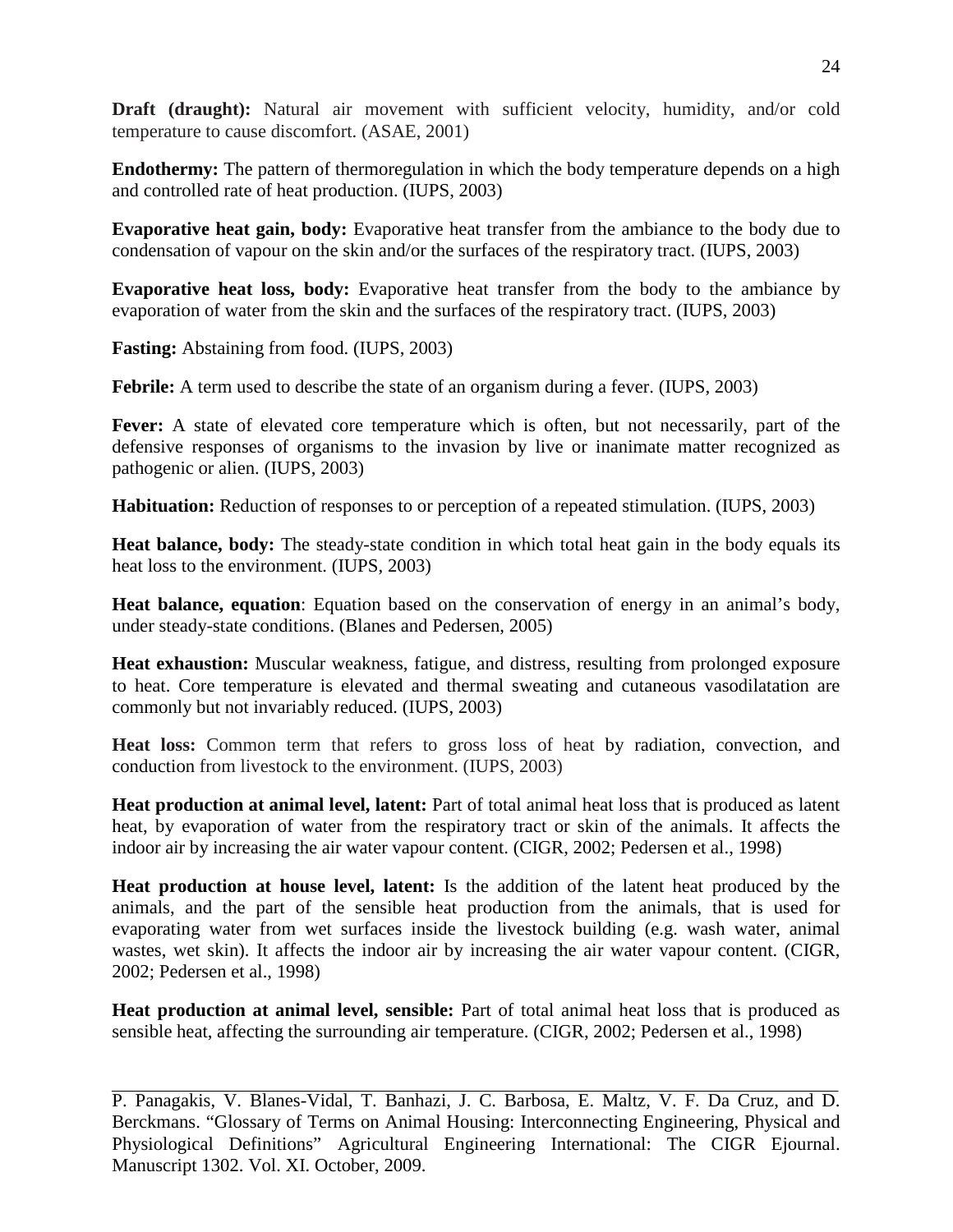**Draft (draught):** Natural air movement with sufficient velocity, humidity, and/or cold temperature to cause discomfort. (ASAE, 2001)

**Endothermy:** The pattern of thermoregulation in which the body temperature depends on a high and controlled rate of heat production. (IUPS, 2003)

**Evaporative heat gain, body:** Evaporative heat transfer from the ambiance to the body due to condensation of vapour on the skin and/or the surfaces of the respiratory tract. (IUPS, 2003)

**Evaporative heat loss, body:** Evaporative heat transfer from the body to the ambiance by evaporation of water from the skin and the surfaces of the respiratory tract. (IUPS, 2003)

**Fasting:** Abstaining from food. (IUPS, 2003)

**Febrile:** A term used to describe the state of an organism during a fever. (IUPS, 2003)

**Fever:** A state of elevated core temperature which is often, but not necessarily, part of the defensive responses of organisms to the invasion by live or inanimate matter recognized as pathogenic or alien. (IUPS, 2003)

**Habituation:** Reduction of responses to or perception of a repeated stimulation. (IUPS, 2003)

**Heat balance, body:** The steady-state condition in which total heat gain in the body equals its heat loss to the environment. (IUPS, 2003)

**Heat balance, equation**: Equation based on the conservation of energy in an animal's body, under steady-state conditions. (Blanes and Pedersen, 2005)

**Heat exhaustion:** Muscular weakness, fatigue, and distress, resulting from prolonged exposure to heat. Core temperature is elevated and thermal sweating and cutaneous vasodilatation are commonly but not invariably reduced. (IUPS, 2003)

**Heat loss:** Common term that refers to gross loss of heat by radiation, convection, and conduction from livestock to the environment. (IUPS, 2003)

**Heat production at animal level, latent:** Part of total animal heat loss that is produced as latent heat, by evaporation of water from the respiratory tract or skin of the animals. It affects the indoor air by increasing the air water vapour content. (CIGR, 2002; Pedersen et al., 1998)

**Heat production at house level, latent:** Is the addition of the latent heat produced by the animals, and the part of the sensible heat production from the animals, that is used for evaporating water from wet surfaces inside the livestock building (e.g. wash water, animal wastes, wet skin). It affects the indoor air by increasing the air water vapour content. (CIGR, 2002; Pedersen et al., 1998)

**Heat production at animal level, sensible:** Part of total animal heat loss that is produced as sensible heat, affecting the surrounding air temperature. (CIGR, 2002; Pedersen et al., 1998)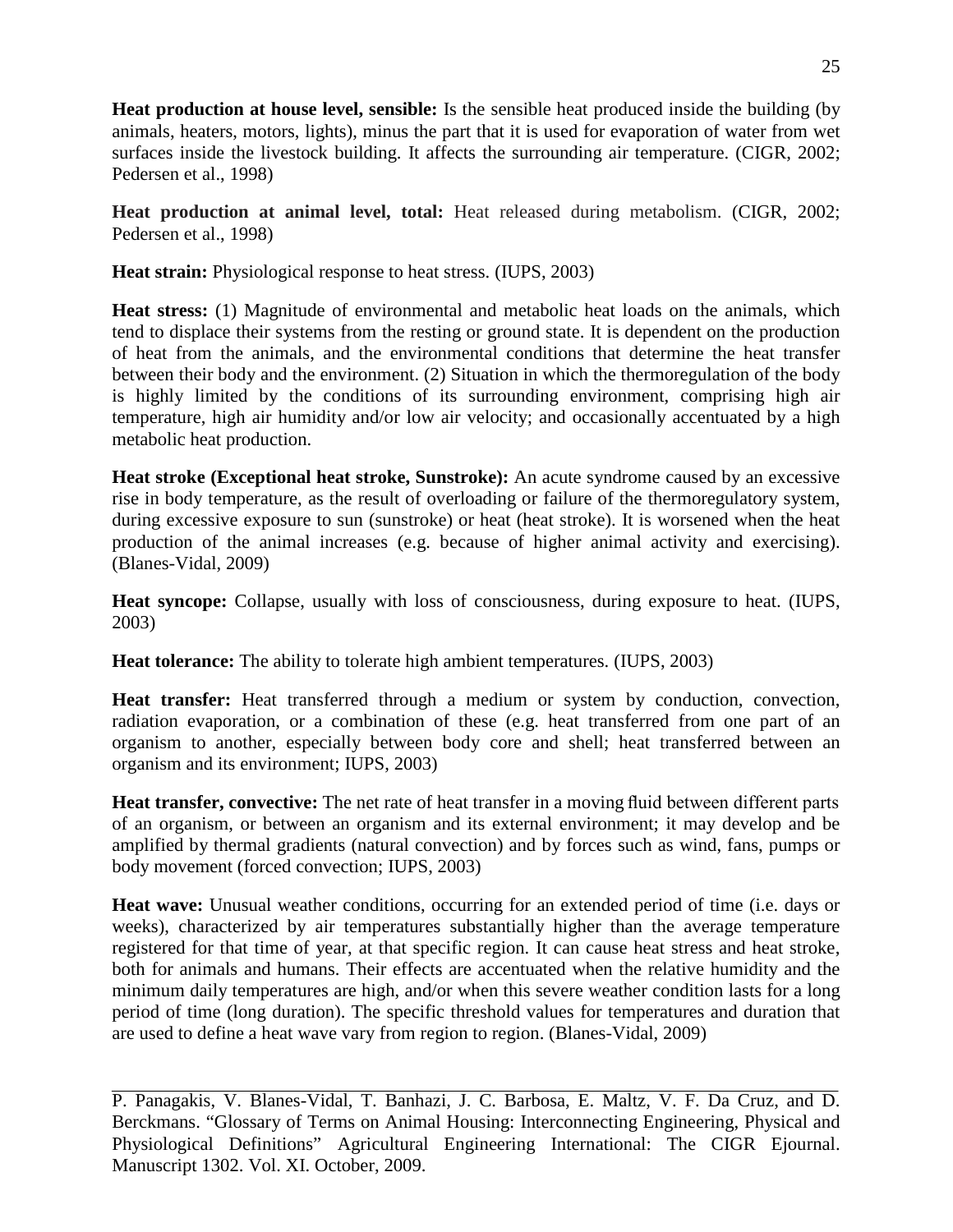**Heat production at house level, sensible:** Is the sensible heat produced inside the building (by animals, heaters, motors, lights), minus the part that it is used for evaporation of water from wet surfaces inside the livestock building. It affects the surrounding air temperature. (CIGR, 2002; Pedersen et al., 1998)

**Heat production at animal level, total:** Heat released during metabolism. (CIGR, 2002; Pedersen et al., 1998)

**Heat strain:** Physiological response to heat stress. (IUPS, 2003)

**Heat stress:** (1) Magnitude of environmental and metabolic heat loads on the animals, which tend to displace their systems from the resting or ground state. It is dependent on the production of heat from the animals, and the environmental conditions that determine the heat transfer between their body and the environment. (2) Situation in which the thermoregulation of the body is highly limited by the conditions of its surrounding environment, comprising high air temperature, high air humidity and/or low air velocity; and occasionally accentuated by a high metabolic heat production.

**Heat stroke (Exceptional heat stroke, Sunstroke):** An acute syndrome caused by an excessive rise in body temperature, as the result of overloading or failure of the thermoregulatory system, during excessive exposure to sun (sunstroke) or heat (heat stroke). It is worsened when the heat production of the animal increases (e.g. because of higher animal activity and exercising). (Blanes-Vidal, 2009)

**Heat syncope:** Collapse, usually with loss of consciousness, during exposure to heat. (IUPS, 2003)

**Heat tolerance:** The ability to tolerate high ambient temperatures. (IUPS, 2003)

**Heat transfer:** Heat transferred through a medium or system by conduction, convection, radiation evaporation, or a combination of these (e.g. heat transferred from one part of an organism to another, especially between body core and shell; heat transferred between an organism and its environment; IUPS, 2003)

**Heat transfer, convective:** The net rate of heat transfer in a moving fluid between different parts of an organism, or between an organism and its external environment; it may develop and be amplified by thermal gradients (natural convection) and by forces such as wind, fans, pumps or body movement (forced convection; IUPS, 2003)

**Heat wave:** Unusual weather conditions, occurring for an extended period of time (i.e. days or weeks), characterized by air temperatures substantially higher than the average temperature registered for that time of year, at that specific region. It can cause heat stress and heat stroke, both for animals and humans. Their effects are accentuated when the relative humidity and the minimum daily temperatures are high, and/or when this severe weather condition lasts for a long period of time (long duration). The specific threshold values for temperatures and duration that are used to define a heat wave vary from region to region. (Blanes-Vidal, 2009)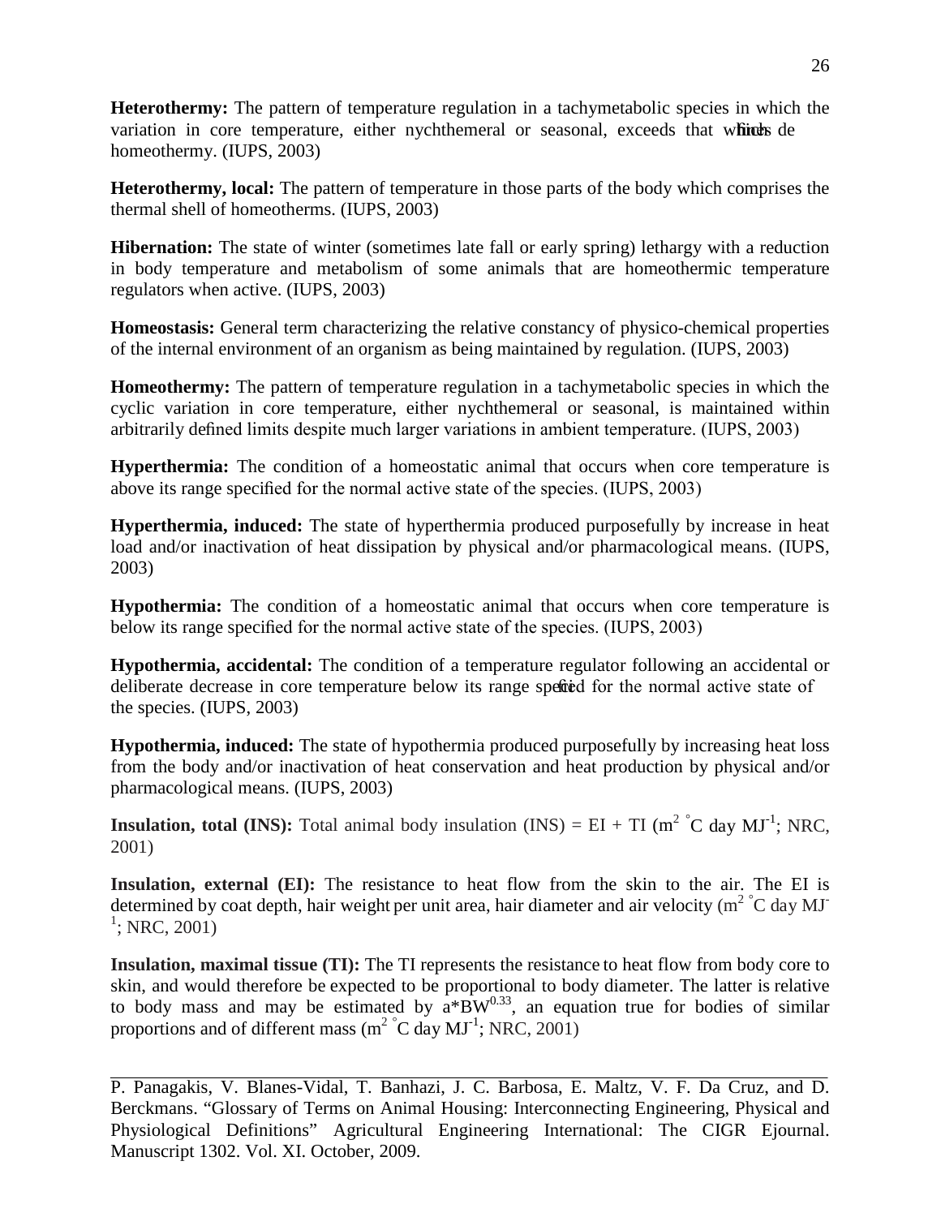**Heterothermy:** The pattern of temperature regulation in a tachymetabolic species in which the variation in core temperature, either nychthemeral or seasonal, exceeds that which defines homeothermy. (IUPS, 2003)

**Heterothermy, local:** The pattern of temperature in those parts of the body which comprises the thermal shell of homeotherms. (IUPS, 2003)

**Hibernation:** The state of winter (sometimes late fall or early spring) lethargy with a reduction in body temperature and metabolism of some animals that are homeothermic temperature regulators when active. (IUPS, 2003)

**Homeostasis:** General term characterizing the relative constancy of physico-chemical properties of the internal environment of an organism as being maintained by regulation. (IUPS, 2003)

**Homeothermy:** The pattern of temperature regulation in a tachymetabolic species in which the cyclic variation in core temperature, either nychthemeral or seasonal, is maintained within arbitrarily defined limits despite much larger variations in ambient temperature. (IUPS, 2003)

**Hyperthermia:** The condition of a homeostatic animal that occurs when core temperature is above its range specified for the normal active state of the species. (IUPS, 2003)

**Hyperthermia, induced:** The state of hyperthermia produced purposefully by increase in heat load and/or inactivation of heat dissipation by physical and/or pharmacological means. (IUPS, 2003)

**Hypothermia:** The condition of a homeostatic animal that occurs when core temperature is below its range specified for the normal active state of the species. (IUPS, 2003)

**Hypothermia, accidental:** The condition of a temperature regulator following an accidental or deliberate decrease in core temperature below its range specified for the normal active state of the species. (IUPS, 2003)

**Hypothermia, induced:** The state of hypothermia produced purposefully by increasing heat loss from the body and/or inactivation of heat conservation and heat production by physical and/or pharmacological means. (IUPS, 2003)

**Insulation, total (INS):** Total animal body insulation (INS) = EI + TI ($m^2$ °C day $MJ^{-1}$; NRC, 2001)

**Insulation, external (EI):** The resistance to heat flow from the skin to the air. The EI is determined by coat depth, hair weight per unit area, hair diameter and air velocity ($m^2$ °C day $MJ^{-1}$; NRC, 2001)

**Insulation, maximal tissue (TI):** The TI represents the resistance to heat flow from body core to skin, and would therefore be expected to be proportional to body diameter. The latter is relative to body mass and may be estimated by $a*BW^{0.33}$, an equation true for bodies of similar proportions and of different mass ($m^2$ °C day $MJ^{-1}$; NRC, 2001)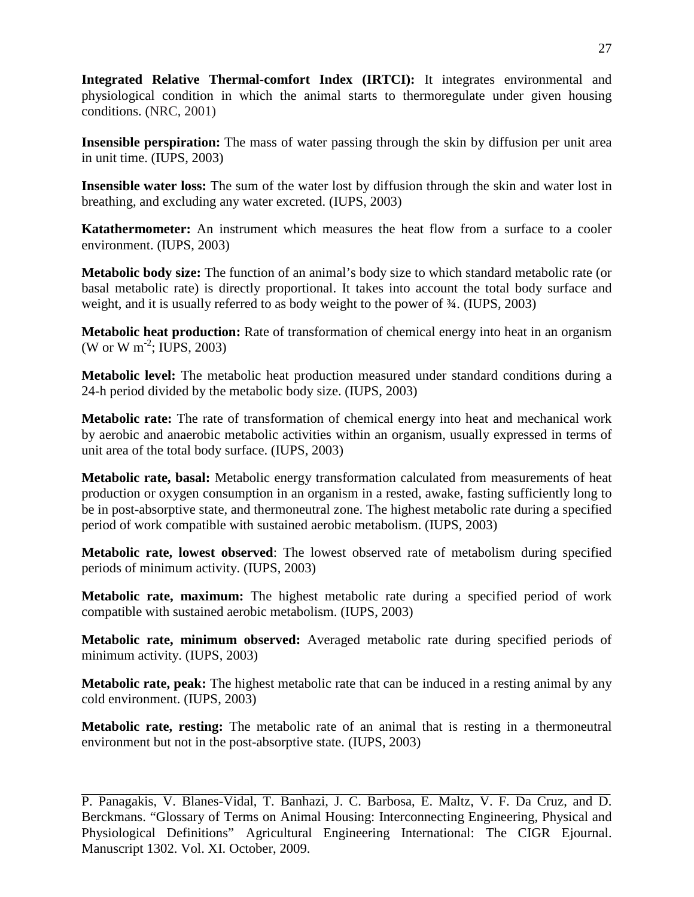**Integrated Relative Thermal-comfort Index (IRTCI):** It integrates environmental and physiological condition in which the animal starts to thermoregulate under given housing conditions. (NRC, 2001)

**Insensible perspiration:** The mass of water passing through the skin by diffusion per unit area in unit time. (IUPS, 2003)

**Insensible water loss:** The sum of the water lost by diffusion through the skin and water lost in breathing, and excluding any water excreted. (IUPS, 2003)

**Katathermometer:** An instrument which measures the heat flow from a surface to a cooler environment. (IUPS, 2003)

**Metabolic body size:** The function of an animal's body size to which standard metabolic rate (or basal metabolic rate) is directly proportional. It takes into account the total body surface and weight, and it is usually referred to as body weight to the power of ¾. (IUPS, 2003)

**Metabolic heat production:** Rate of transformation of chemical energy into heat in an organism (W or W $m^{-2}$; IUPS, 2003)

**Metabolic level:** The metabolic heat production measured under standard conditions during a 24-h period divided by the metabolic body size. (IUPS, 2003)

**Metabolic rate:** The rate of transformation of chemical energy into heat and mechanical work by aerobic and anaerobic metabolic activities within an organism, usually expressed in terms of unit area of the total body surface. (IUPS, 2003)

**Metabolic rate, basal:** Metabolic energy transformation calculated from measurements of heat production or oxygen consumption in an organism in a rested, awake, fasting sufficiently long to be in post-absorptive state, and thermoneutral zone. The highest metabolic rate during a specified period of work compatible with sustained aerobic metabolism. (IUPS, 2003)

**Metabolic rate, lowest observed**: The lowest observed rate of metabolism during specified periods of minimum activity. (IUPS, 2003)

**Metabolic rate, maximum:** The highest metabolic rate during a specified period of work compatible with sustained aerobic metabolism. (IUPS, 2003)

**Metabolic rate, minimum observed:** Averaged metabolic rate during specified periods of minimum activity. (IUPS, 2003)

**Metabolic rate, peak:** The highest metabolic rate that can be induced in a resting animal by any cold environment. (IUPS, 2003)

**Metabolic rate, resting:** The metabolic rate of an animal that is resting in a thermoneutral environment but not in the post-absorptive state. (IUPS, 2003)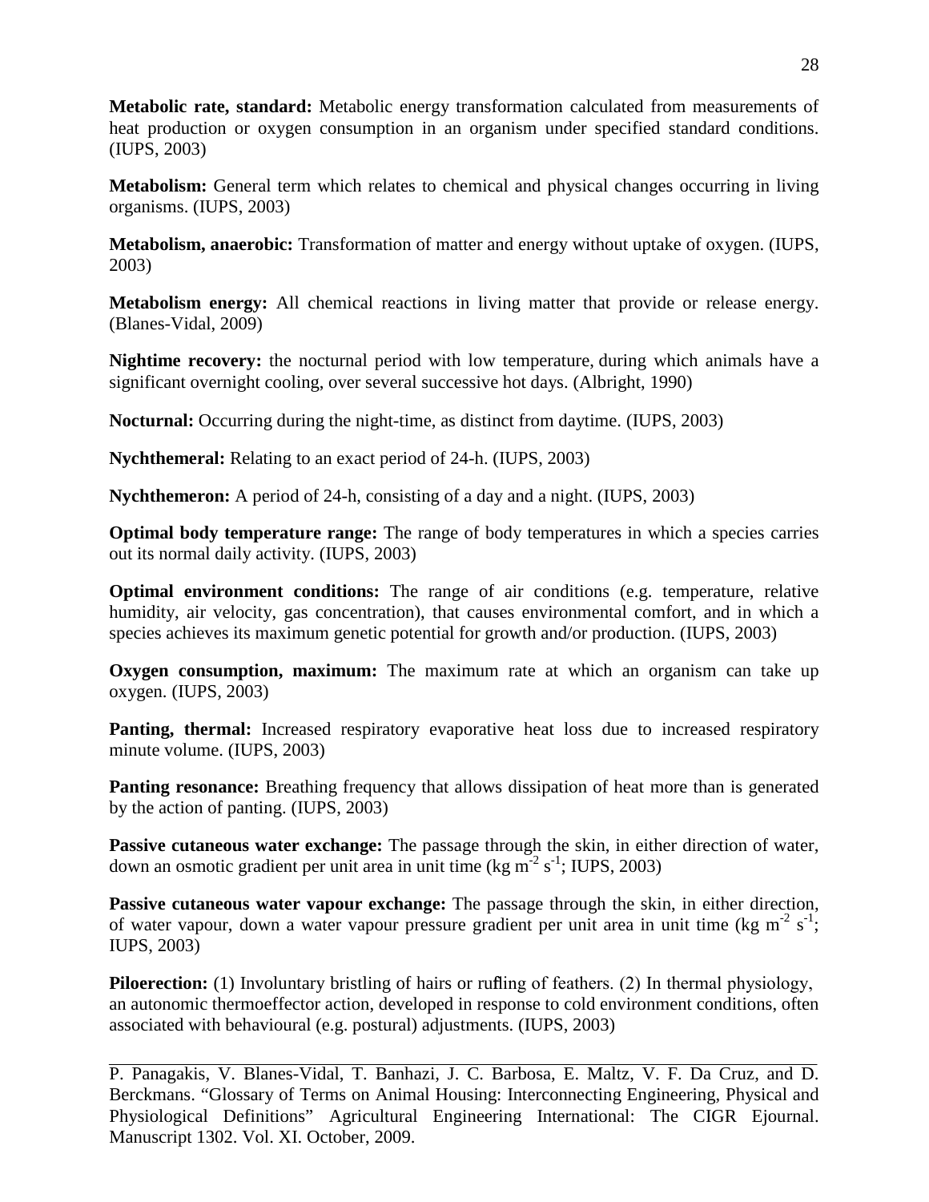**Metabolic rate, standard:** Metabolic energy transformation calculated from measurements of heat production or oxygen consumption in an organism under specified standard conditions. (IUPS, 2003)

**Metabolism:** General term which relates to chemical and physical changes occurring in living organisms. (IUPS, 2003)

**Metabolism, anaerobic:** Transformation of matter and energy without uptake of oxygen. (IUPS, 2003)

**Metabolism energy:** All chemical reactions in living matter that provide or release energy. (Blanes-Vidal, 2009)

**Nightime recovery:** the nocturnal period with low temperature, during which animals have a significant overnight cooling, over several successive hot days. (Albright, 1990)

**Nocturnal:** Occurring during the night-time, as distinct from daytime. (IUPS, 2003)

**Nychthemeral:** Relating to an exact period of 24-h. (IUPS, 2003)

**Nychthemeron:** A period of 24-h, consisting of a day and a night. (IUPS, 2003)

**Optimal body temperature range:** The range of body temperatures in which a species carries out its normal daily activity. (IUPS, 2003)

**Optimal environment conditions:** The range of air conditions (e.g. temperature, relative humidity, air velocity, gas concentration), that causes environmental comfort, and in which a species achieves its maximum genetic potential for growth and/or production. (IUPS, 2003)

**Oxygen consumption, maximum:** The maximum rate at which an organism can take up oxygen. (IUPS, 2003)

**Panting, thermal:** Increased respiratory evaporative heat loss due to increased respiratory minute volume. (IUPS, 2003)

**Panting resonance:** Breathing frequency that allows dissipation of heat more than is generated by the action of panting. (IUPS, 2003)

**Passive cutaneous water exchange:** The passage through the skin, in either direction of water, down an osmotic gradient per unit area in unit time (kg $m^{-2}$ $s^{-1}$; IUPS, 2003)

**Passive cutaneous water vapour exchange:** The passage through the skin, in either direction, of water vapour, down a water vapour pressure gradient per unit area in unit time (kg $m^{-2}$ $s^{-1}$; IUPS, 2003)

**Piloerection:** (1) Involuntary bristling of hairs or ruffling of feathers. (2) In thermal physiology, an autonomic thermoeffector action, developed in response to cold environment conditions, often associated with behavioural (e.g. postural) adjustments. (IUPS, 2003)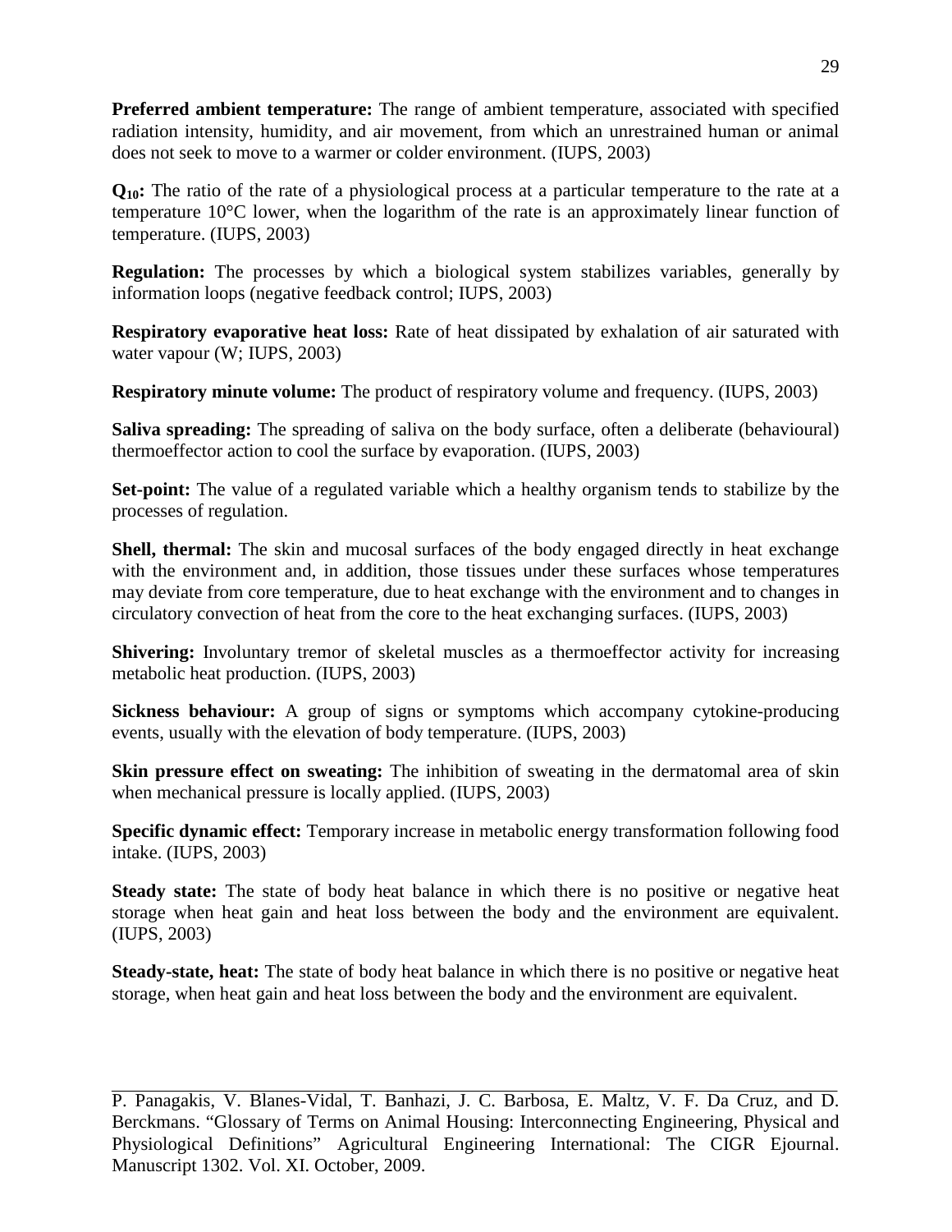**Preferred ambient temperature:** The range of ambient temperature, associated with specified radiation intensity, humidity, and air movement, from which an unrestrained human or animal does not seek to move to a warmer or colder environment. (IUPS, 2003)

**$Q_{10}$:** The ratio of the rate of a physiological process at a particular temperature to the rate at a temperature 10°C lower, when the logarithm of the rate is an approximately linear function of temperature. (IUPS, 2003)

**Regulation:** The processes by which a biological system stabilizes variables, generally by information loops (negative feedback control; IUPS, 2003)

**Respiratory evaporative heat loss:** Rate of heat dissipated by exhalation of air saturated with water vapour (W; IUPS, 2003)

**Respiratory minute volume:** The product of respiratory volume and frequency. (IUPS, 2003)

**Saliva spreading:** The spreading of saliva on the body surface, often a deliberate (behavioural) thermoeffector action to cool the surface by evaporation. (IUPS, 2003)

**Set-point:** The value of a regulated variable which a healthy organism tends to stabilize by the processes of regulation.

**Shell, thermal:** The skin and mucosal surfaces of the body engaged directly in heat exchange with the environment and, in addition, those tissues under these surfaces whose temperatures may deviate from core temperature, due to heat exchange with the environment and to changes in circulatory convection of heat from the core to the heat exchanging surfaces. (IUPS, 2003)

**Shivering:** Involuntary tremor of skeletal muscles as a thermoeffector activity for increasing metabolic heat production. (IUPS, 2003)

**Sickness behaviour:** A group of signs or symptoms which accompany cytokine-producing events, usually with the elevation of body temperature. (IUPS, 2003)

**Skin pressure effect on sweating:** The inhibition of sweating in the dermatomal area of skin when mechanical pressure is locally applied. (IUPS, 2003)

**Specific dynamic effect:** Temporary increase in metabolic energy transformation following food intake. (IUPS, 2003)

**Steady state:** The state of body heat balance in which there is no positive or negative heat storage when heat gain and heat loss between the body and the environment are equivalent. (IUPS, 2003)

**Steady-state, heat:** The state of body heat balance in which there is no positive or negative heat storage, when heat gain and heat loss between the body and the environment are equivalent.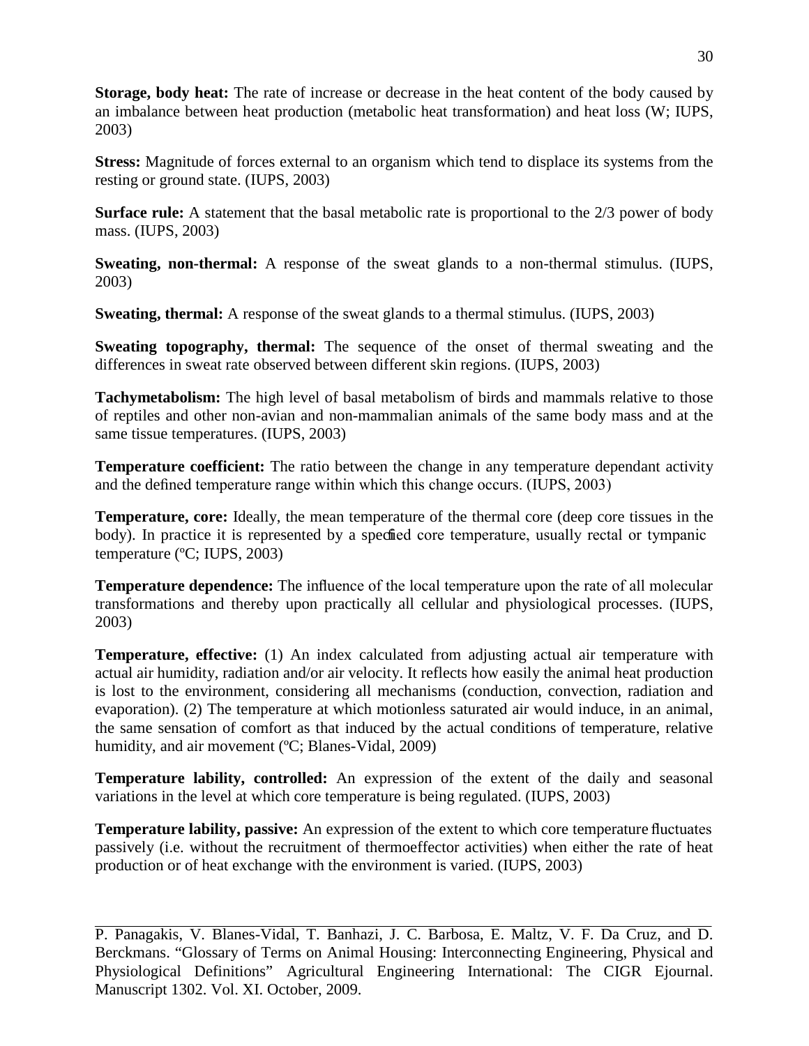**Storage, body heat:** The rate of increase or decrease in the heat content of the body caused by an imbalance between heat production (metabolic heat transformation) and heat loss (W; IUPS, 2003)

**Stress:** Magnitude of forces external to an organism which tend to displace its systems from the resting or ground state. (IUPS, 2003)

**Surface rule:** A statement that the basal metabolic rate is proportional to the 2/3 power of body mass. (IUPS, 2003)

**Sweating, non-thermal:** A response of the sweat glands to a non-thermal stimulus. (IUPS, 2003)

**Sweating, thermal:** A response of the sweat glands to a thermal stimulus. (IUPS, 2003)

**Sweating topography, thermal:** The sequence of the onset of thermal sweating and the differences in sweat rate observed between different skin regions. (IUPS, 2003)

**Tachymetabolism:** The high level of basal metabolism of birds and mammals relative to those of reptiles and other non-avian and non-mammalian animals of the same body mass and at the same tissue temperatures. (IUPS, 2003)

**Temperature coefficient:** The ratio between the change in any temperature dependant activity and the defined temperature range within which this change occurs. (IUPS, 2003)

**Temperature, core:** Ideally, the mean temperature of the thermal core (deep core tissues in the body). In practice it is represented by a specified core temperature, usually rectal or tympanic temperature (ºC; IUPS, 2003)

**Temperature dependence:** The influence of the local temperature upon the rate of all molecular transformations and thereby upon practically all cellular and physiological processes. (IUPS, 2003)

**Temperature, effective:** (1) An index calculated from adjusting actual air temperature with actual air humidity, radiation and/or air velocity. It reflects how easily the animal heat production is lost to the environment, considering all mechanisms (conduction, convection, radiation and evaporation). (2) The temperature at which motionless saturated air would induce, in an animal, the same sensation of comfort as that induced by the actual conditions of temperature, relative humidity, and air movement (ºC; Blanes-Vidal, 2009)

**Temperature lability, controlled:** An expression of the extent of the daily and seasonal variations in the level at which core temperature is being regulated. (IUPS, 2003)

**Temperature lability, passive:** An expression of the extent to which core temperature fluctuates passively (i.e. without the recruitment of thermoeffector activities) when either the rate of heat production or of heat exchange with the environment is varied. (IUPS, 2003)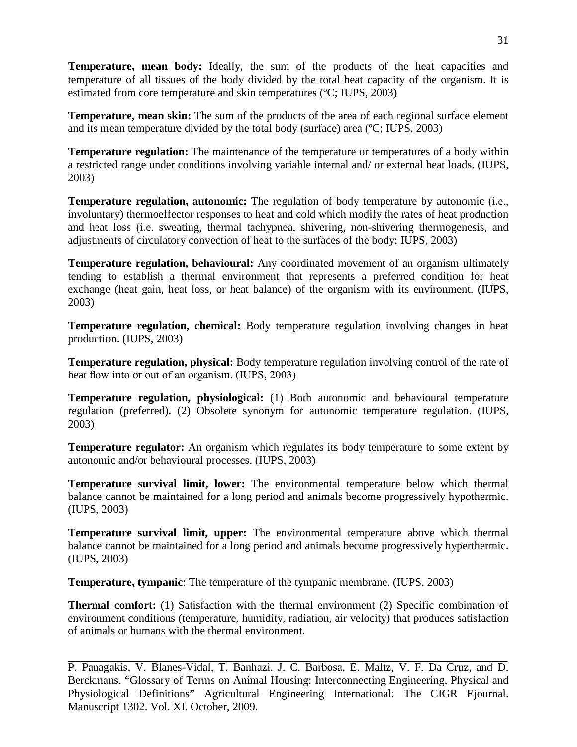**Temperature, mean body:** Ideally, the sum of the products of the heat capacities and temperature of all tissues of the body divided by the total heat capacity of the organism. It is estimated from core temperature and skin temperatures (ºC; IUPS, 2003)

**Temperature, mean skin:** The sum of the products of the area of each regional surface element and its mean temperature divided by the total body (surface) area (ºC; IUPS, 2003)

**Temperature regulation:** The maintenance of the temperature or temperatures of a body within a restricted range under conditions involving variable internal and/ or external heat loads. (IUPS, 2003)

**Temperature regulation, autonomic:** The regulation of body temperature by autonomic (i.e., involuntary) thermoeffector responses to heat and cold which modify the rates of heat production and heat loss (i.e. sweating, thermal tachypnea, shivering, non-shivering thermogenesis, and adjustments of circulatory convection of heat to the surfaces of the body; IUPS, 2003)

**Temperature regulation, behavioural:** Any coordinated movement of an organism ultimately tending to establish a thermal environment that represents a preferred condition for heat exchange (heat gain, heat loss, or heat balance) of the organism with its environment. (IUPS, 2003)

**Temperature regulation, chemical:** Body temperature regulation involving changes in heat production. (IUPS, 2003)

**Temperature regulation, physical:** Body temperature regulation involving control of the rate of heat flow into or out of an organism. (IUPS, 2003)

**Temperature regulation, physiological:** (1) Both autonomic and behavioural temperature regulation (preferred). (2) Obsolete synonym for autonomic temperature regulation. (IUPS, 2003)

**Temperature regulator:** An organism which regulates its body temperature to some extent by autonomic and/or behavioural processes. (IUPS, 2003)

**Temperature survival limit, lower:** The environmental temperature below which thermal balance cannot be maintained for a long period and animals become progressively hypothermic. (IUPS, 2003)

**Temperature survival limit, upper:** The environmental temperature above which thermal balance cannot be maintained for a long period and animals become progressively hyperthermic. (IUPS, 2003)

**Temperature, tympanic**: The temperature of the tympanic membrane. (IUPS, 2003)

**Thermal comfort:** (1) Satisfaction with the thermal environment (2) Specific combination of environment conditions (temperature, humidity, radiation, air velocity) that produces satisfaction of animals or humans with the thermal environment.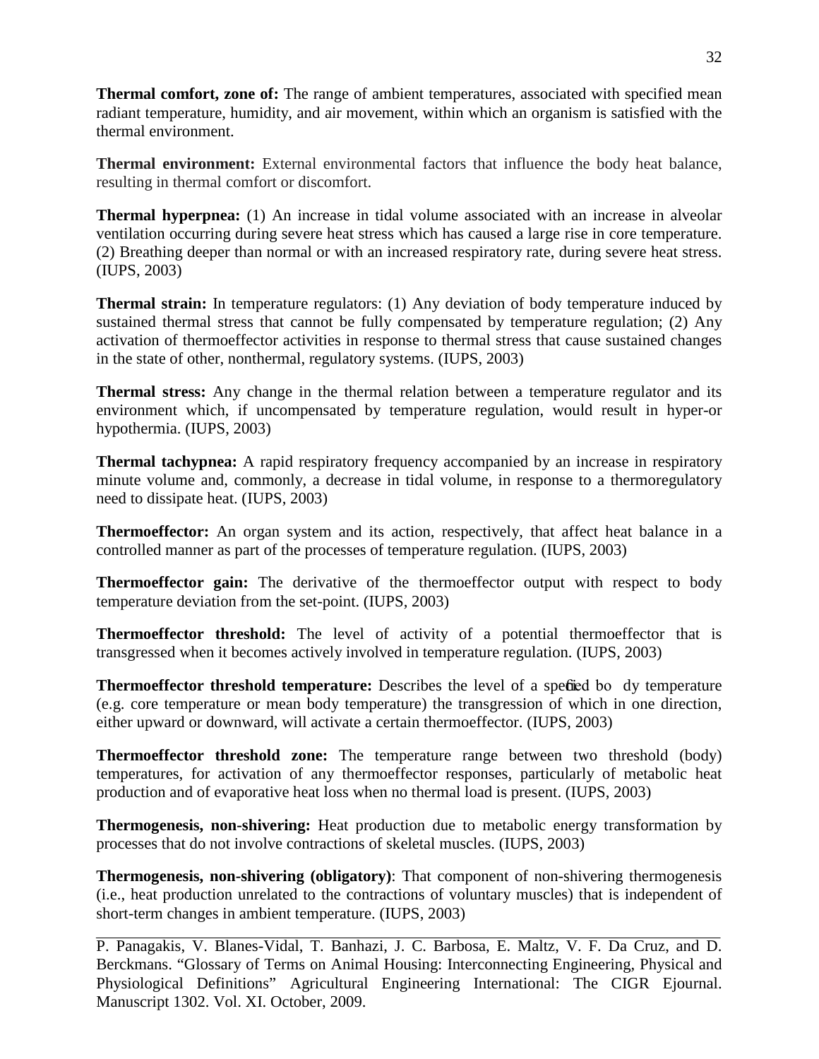**Thermal comfort, zone of:** The range of ambient temperatures, associated with specified mean radiant temperature, humidity, and air movement, within which an organism is satisfied with the thermal environment.

**Thermal environment:** External environmental factors that influence the body heat balance, resulting in thermal comfort or discomfort.

**Thermal hyperpnea:** (1) An increase in tidal volume associated with an increase in alveolar ventilation occurring during severe heat stress which has caused a large rise in core temperature. (2) Breathing deeper than normal or with an increased respiratory rate, during severe heat stress. (IUPS, 2003)

**Thermal strain:** In temperature regulators: (1) Any deviation of body temperature induced by sustained thermal stress that cannot be fully compensated by temperature regulation; (2) Any activation of thermoeffector activities in response to thermal stress that cause sustained changes in the state of other, nonthermal, regulatory systems. (IUPS, 2003)

**Thermal stress:** Any change in the thermal relation between a temperature regulator and its environment which, if uncompensated by temperature regulation, would result in hyper-or hypothermia. (IUPS, 2003)

**Thermal tachypnea:** A rapid respiratory frequency accompanied by an increase in respiratory minute volume and, commonly, a decrease in tidal volume, in response to a thermoregulatory need to dissipate heat. (IUPS, 2003)

**Thermoeffector:** An organ system and its action, respectively, that affect heat balance in a controlled manner as part of the processes of temperature regulation. (IUPS, 2003)

**Thermoeffector gain:** The derivative of the thermoeffector output with respect to body temperature deviation from the set-point. (IUPS, 2003)

**Thermoeffector threshold:** The level of activity of a potential thermoeffector that is transgressed when it becomes actively involved in temperature regulation. (IUPS, 2003)

**Thermoeffector threshold temperature:** Describes the level of a specified body temperature (e.g. core temperature or mean body temperature) the transgression of which in one direction, either upward or downward, will activate a certain thermoeffector. (IUPS, 2003)

**Thermoeffector threshold zone:** The temperature range between two threshold (body) temperatures, for activation of any thermoeffector responses, particularly of metabolic heat production and of evaporative heat loss when no thermal load is present. (IUPS, 2003)

**Thermogenesis, non-shivering:** Heat production due to metabolic energy transformation by processes that do not involve contractions of skeletal muscles. (IUPS, 2003)

**Thermogenesis, non-shivering (obligatory)**: That component of non-shivering thermogenesis (i.e., heat production unrelated to the contractions of voluntary muscles) that is independent of short-term changes in ambient temperature. (IUPS, 2003)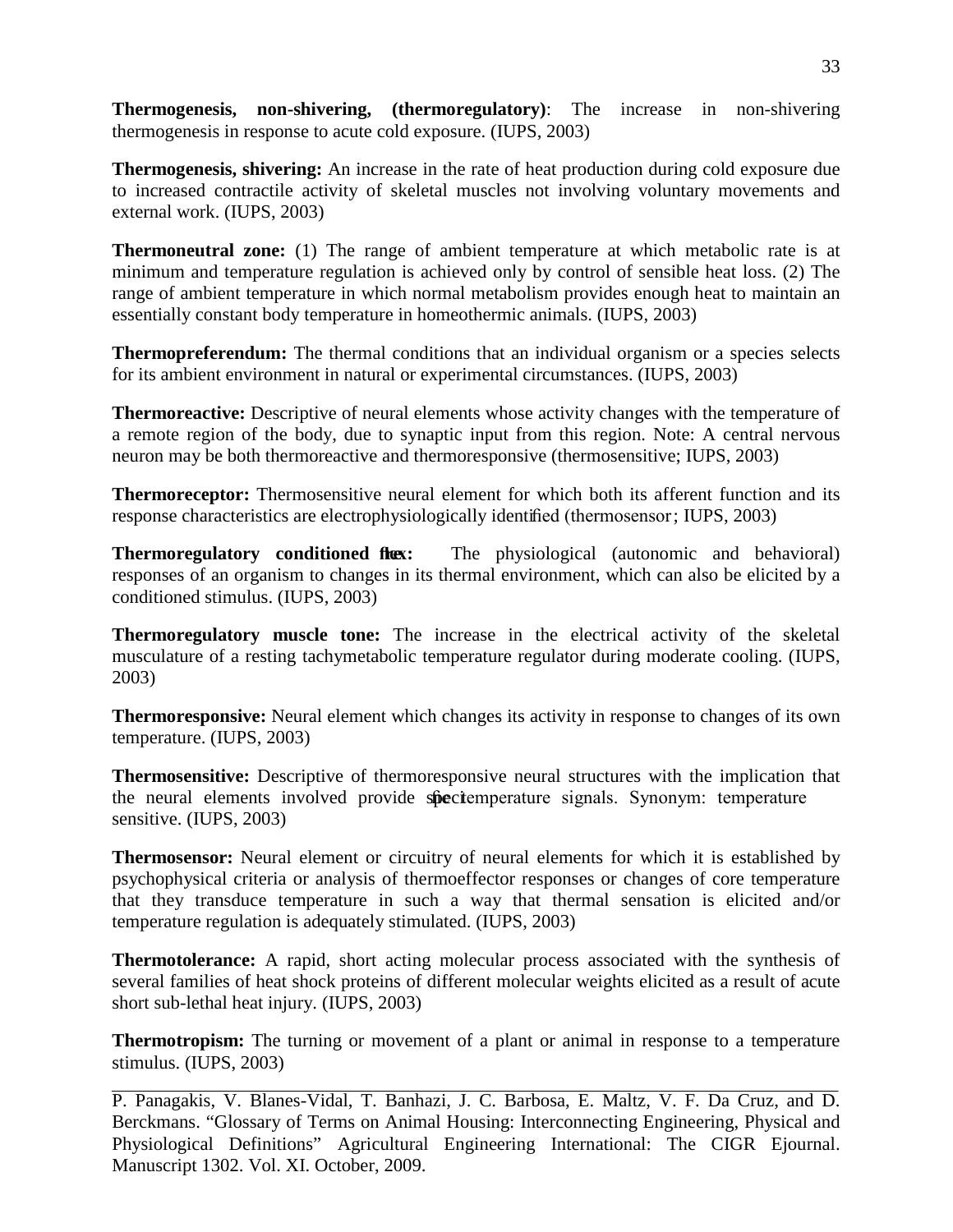**Thermogenesis, non-shivering, (thermoregulatory)**: The increase in non-shivering thermogenesis in response to acute cold exposure. (IUPS, 2003)

**Thermogenesis, shivering:** An increase in the rate of heat production during cold exposure due to increased contractile activity of skeletal muscles not involving voluntary movements and external work. (IUPS, 2003)

**Thermoneutral zone:** (1) The range of ambient temperature at which metabolic rate is at minimum and temperature regulation is achieved only by control of sensible heat loss. (2) The range of ambient temperature in which normal metabolism provides enough heat to maintain an essentially constant body temperature in homeothermic animals. (IUPS, 2003)

**Thermopreferendum:** The thermal conditions that an individual organism or a species selects for its ambient environment in natural or experimental circumstances. (IUPS, 2003)

**Thermoreactive:** Descriptive of neural elements whose activity changes with the temperature of a remote region of the body, due to synaptic input from this region. Note: A central nervous neuron may be both thermoreactive and thermoresponsive (thermosensitive; IUPS, 2003)

**Thermoreceptor:** Thermosensitive neural element for which both its afferent function and its response characteristics are electrophysiologically identified. (thermosensor; IUPS, 2003)

**Thermoregulatory conditioned reflex:** The physiological (autonomic and behavioral) responses of an organism to changes in its thermal environment, which can also be elicited by a conditioned stimulus. (IUPS, 2003)

**Thermoregulatory muscle tone:** The increase in the electrical activity of the skeletal musculature of a resting tachymetabolic temperature regulator during moderate cooling. (IUPS, 2003)

**Thermoresponsive:** Neural element which changes its activity in response to changes of its own temperature. (IUPS, 2003)

**Thermosensitive:** Descriptive of thermoresponsive neural structures with the implication that the neural elements involved provide specific temperature signals. Synonym: temperature sensitive. (IUPS, 2003)

**Thermosensor:** Neural element or circuitry of neural elements for which it is established by psychophysical criteria or analysis of thermoeffector responses or changes of core temperature that they transduce temperature in such a way that thermal sensation is elicited and/or temperature regulation is adequately stimulated. (IUPS, 2003)

**Thermotolerance:** A rapid, short acting molecular process associated with the synthesis of several families of heat shock proteins of different molecular weights elicited as a result of acute short sub-lethal heat injury. (IUPS, 2003)

**Thermotropism:** The turning or movement of a plant or animal in response to a temperature stimulus. (IUPS, 2003)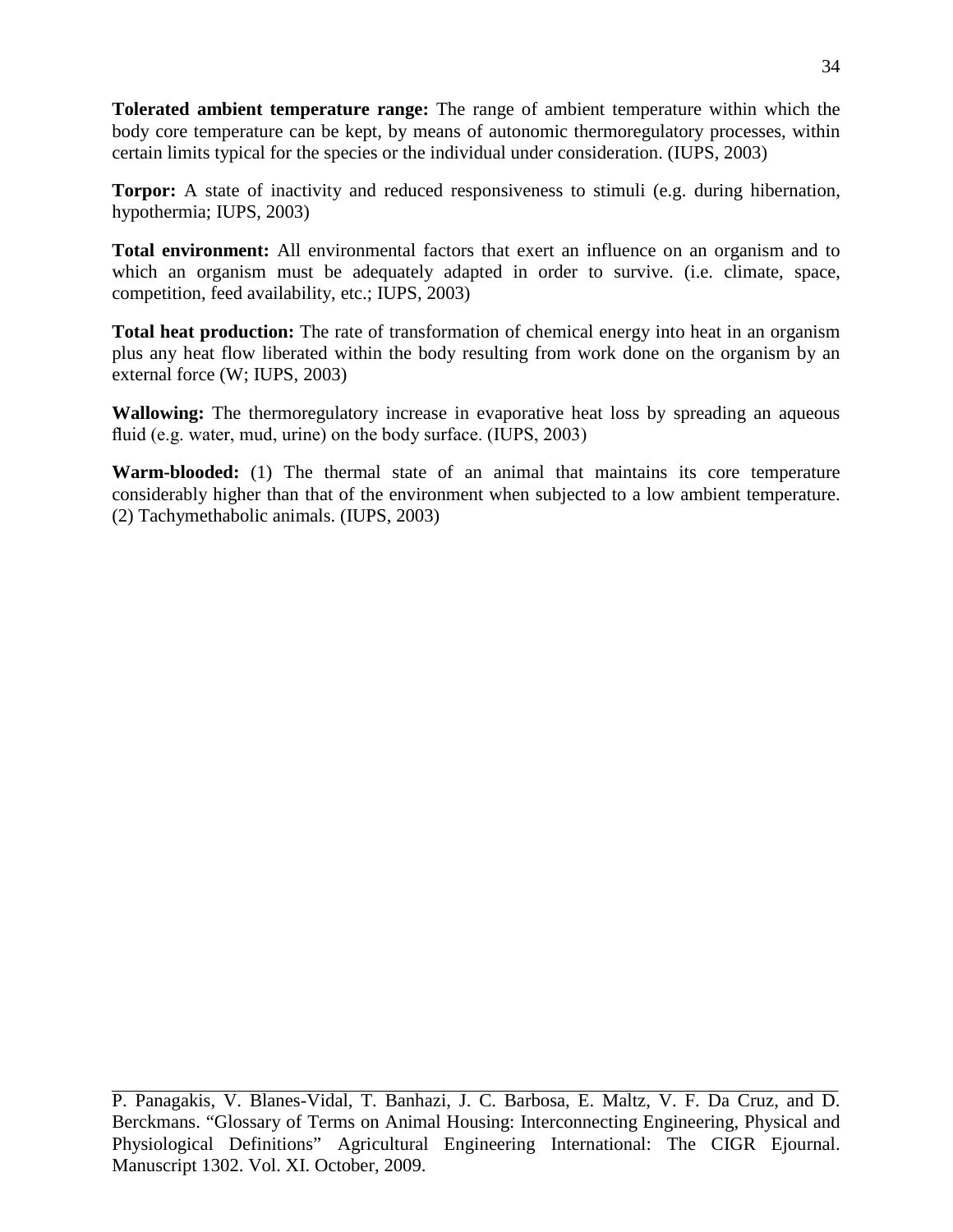**Tolerated ambient temperature range:** The range of ambient temperature within which the body core temperature can be kept, by means of autonomic thermoregulatory processes, within certain limits typical for the species or the individual under consideration. (IUPS, 2003)

**Torpor:** A state of inactivity and reduced responsiveness to stimuli (e.g. during hibernation, hypothermia; IUPS, 2003)

**Total environment:** All environmental factors that exert an influence on an organism and to which an organism must be adequately adapted in order to survive. (i.e. climate, space, competition, feed availability, etc.; IUPS, 2003)

**Total heat production:** The rate of transformation of chemical energy into heat in an organism plus any heat flow liberated within the body resulting from work done on the organism by an external force (W; IUPS, 2003)

**Wallowing:** The thermoregulatory increase in evaporative heat loss by spreading an aqueous fluid (e.g. water, mud, urine) on the body surface. (IUPS, 2003)

**Warm-blooded:** (1) The thermal state of an animal that maintains its core temperature considerably higher than that of the environment when subjected to a low ambient temperature. (2) Tachymethabolic animals. (IUPS, 2003)